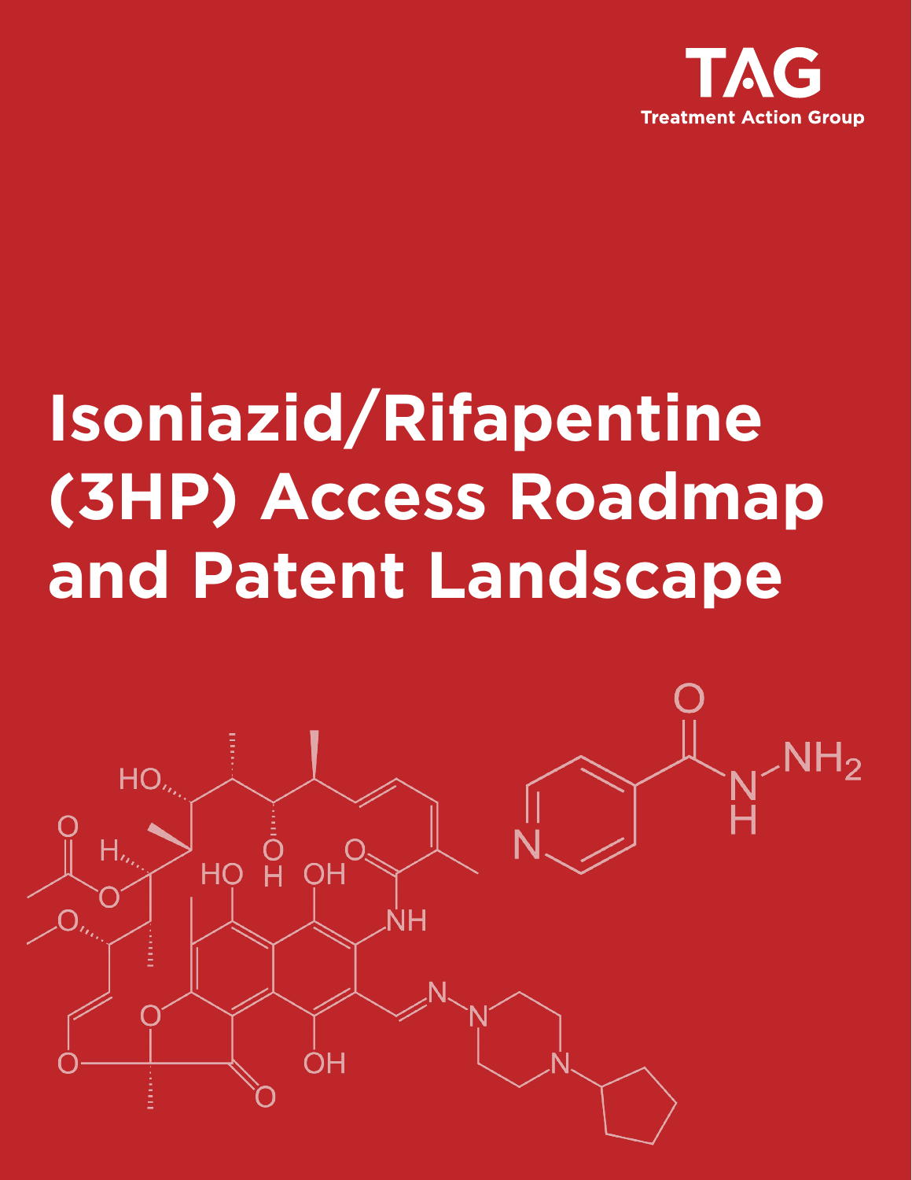TAG

Treatment Action Group

# Isoniazid/Rifapentine (3HP) Access Roadmap and Patent Landscape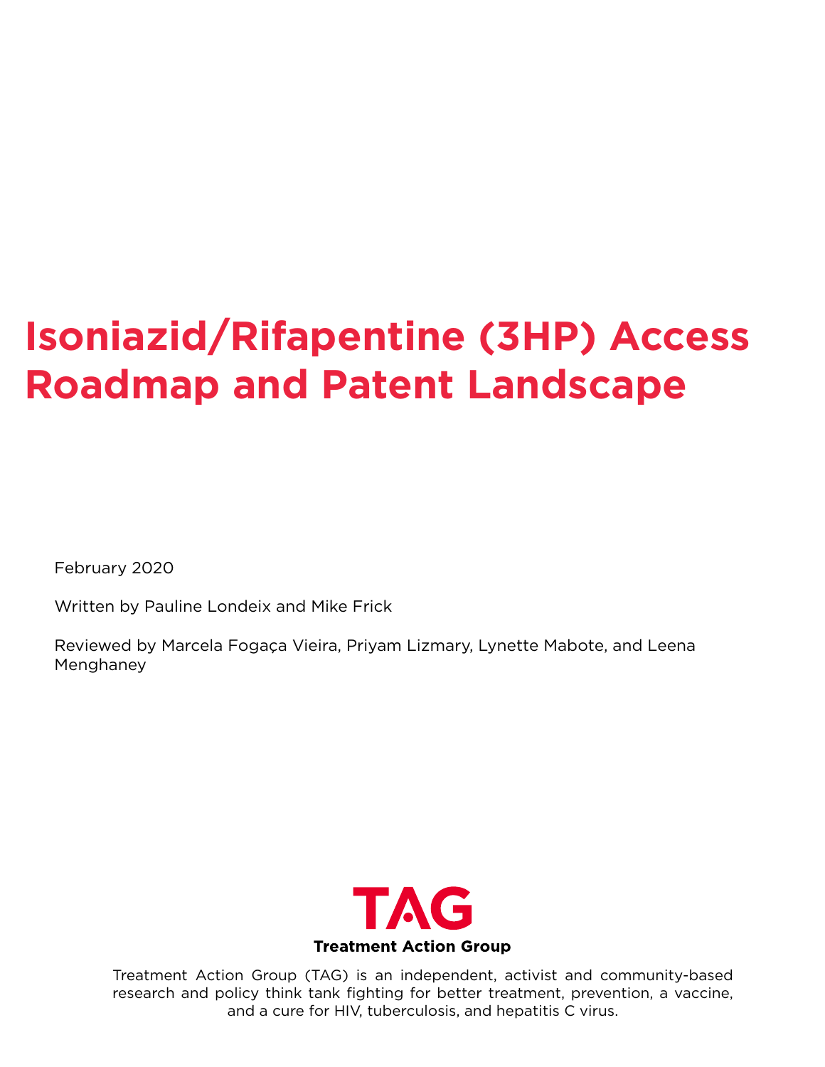# Isoniazid/Rifapentine (3HP) Access Roadmap and Patent Landscape

February 2020

Written by Pauline Londeix and Mike Frick

Reviewed by Marcela Fogaça Vieira, Priyam Lizmary, Lynette Mabote, and Leena Menghaney

**TAG**

**Treatment Action Group**

Treatment Action Group (TAG) is an independent, activist and community-based research and policy think tank fighting for better treatment, prevention, a vaccine, and a cure for HIV, tuberculosis, and hepatitis C virus.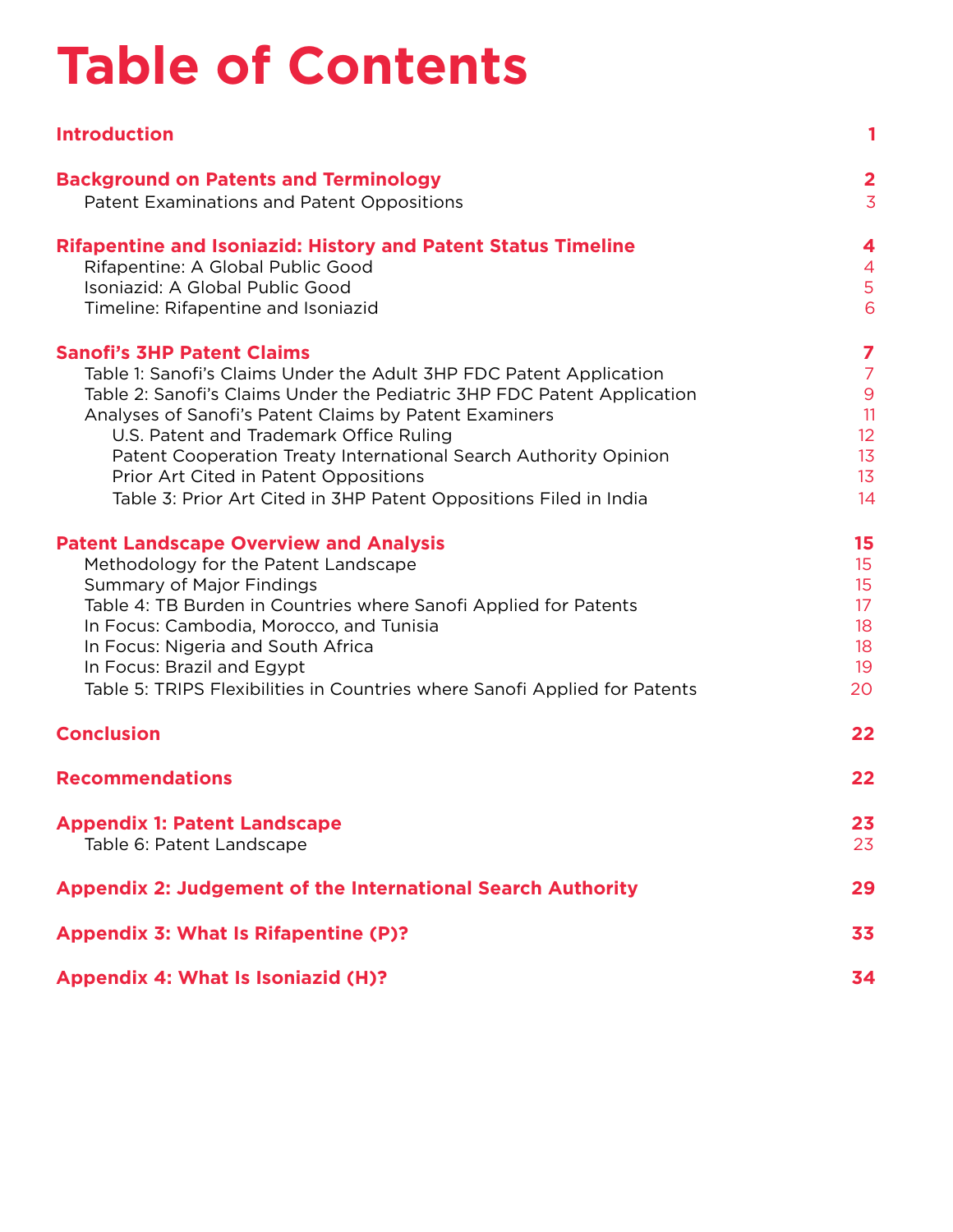# Table of Contents

| Section | Page |
|---|---|
| **Introduction** | **1** |
| **Background on Patents and Terminology** | **2** |
| Patent Examinations and Patent Oppositions | 3 |
| **Rifapentine and Isoniazid: History and Patent Status Timeline** | **4** |
| Rifapentine: A Global Public Good | 4 |
| Isoniazid: A Global Public Good | 5 |
| Timeline: Rifapentine and Isoniazid | 6 |
| **Sanofi's 3HP Patent Claims** | **7** |
| Table 1: Sanofi's Claims Under the Adult 3HP FDC Patent Application | 7 |
| Table 2: Sanofi's Claims Under the Pediatric 3HP FDC Patent Application | 9 |
| Analyses of Sanofi's Patent Claims by Patent Examiners | 11 |
| U.S. Patent and Trademark Office Ruling | 12 |
| Patent Cooperation Treaty International Search Authority Opinion | 13 |
| Prior Art Cited in Patent Oppositions | 13 |
| Table 3: Prior Art Cited in 3HP Patent Oppositions Filed in India | 14 |
| **Patent Landscape Overview and Analysis** | **15** |
| Methodology for the Patent Landscape | 15 |
| Summary of Major Findings | 15 |
| Table 4: TB Burden in Countries where Sanofi Applied for Patents | 17 |
| In Focus: Cambodia, Morocco, and Tunisia | 18 |
| In Focus: Nigeria and South Africa | 18 |
| In Focus: Brazil and Egypt | 19 |
| Table 5: TRIPS Flexibilities in Countries where Sanofi Applied for Patents | 20 |
| **Conclusion** | **22** |
| **Recommendations** | **22** |
| **Appendix 1: Patent Landscape** | **23** |
| Table 6: Patent Landscape | 23 |
| **Appendix 2: Judgement of the International Search Authority** | **29** |
| **Appendix 3: What Is Rifapentine (P)?** | **33** |
| **Appendix 4: What Is Isoniazid (H)?** | **34** |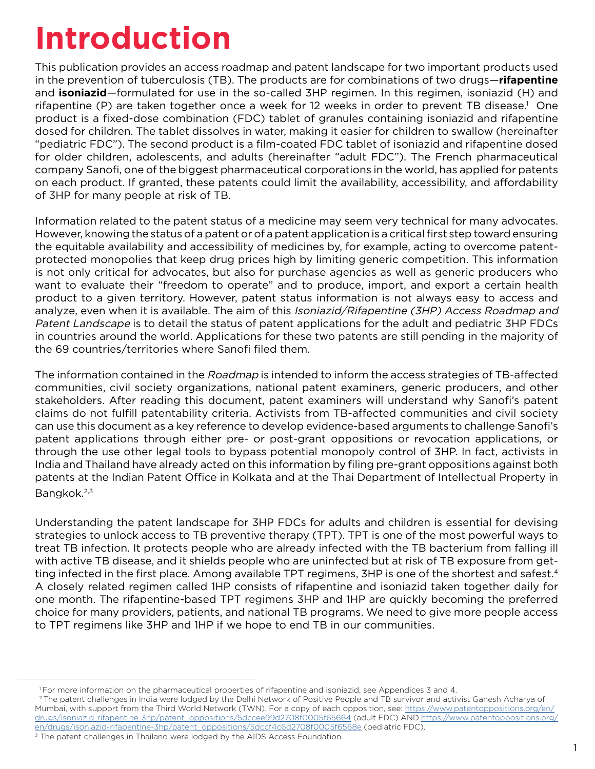# Introduction

This publication provides an access roadmap and patent landscape for two important products used in the prevention of tuberculosis (TB). The products are for combinations of two drugs—**rifapentine** and **isoniazid**—formulated for use in the so-called 3HP regimen. In this regimen, isoniazid (H) and rifapentine (P) are taken together once a week for 12 weeks in order to prevent TB disease.[1] One product is a fixed-dose combination (FDC) tablet of granules containing isoniazid and rifapentine dosed for children. The tablet dissolves in water, making it easier for children to swallow (hereinafter "pediatric FDC"). The second product is a film-coated FDC tablet of isoniazid and rifapentine dosed for older children, adolescents, and adults (hereinafter "adult FDC"). The French pharmaceutical company Sanofi, one of the biggest pharmaceutical corporations in the world, has applied for patents on each product. If granted, these patents could limit the availability, accessibility, and affordability of 3HP for many people at risk of TB.

Information related to the patent status of a medicine may seem very technical for many advocates. However, knowing the status of a patent or of a patent application is a critical first step toward ensuring the equitable availability and accessibility of medicines by, for example, acting to overcome patent-protected monopolies that keep drug prices high by limiting generic competition. This information is not only critical for advocates, but also for purchase agencies as well as generic producers who want to evaluate their "freedom to operate" and to produce, import, and export a certain health product to a given territory. However, patent status information is not always easy to access and analyze, even when it is available. The aim of this *Isoniazid/Rifapentine (3HP) Access Roadmap and Patent Landscape* is to detail the status of patent applications for the adult and pediatric 3HP FDCs in countries around the world. Applications for these two patents are still pending in the majority of the 69 countries/territories where Sanofi filed them.

The information contained in the *Roadmap* is intended to inform the access strategies of TB-affected communities, civil society organizations, national patent examiners, generic producers, and other stakeholders. After reading this document, patent examiners will understand why Sanofi's patent claims do not fulfill patentability criteria. Activists from TB-affected communities and civil society can use this document as a key reference to develop evidence-based arguments to challenge Sanofi's patent applications through either pre- or post-grant oppositions or revocation applications, or through the use other legal tools to bypass potential monopoly control of 3HP. In fact, activists in India and Thailand have already acted on this information by filing pre-grant oppositions against both patents at the Indian Patent Office in Kolkata and at the Thai Department of Intellectual Property in Bangkok.[2,3]

Understanding the patent landscape for 3HP FDCs for adults and children is essential for devising strategies to unlock access to TB preventive therapy (TPT). TPT is one of the most powerful ways to treat TB infection. It protects people who are already infected with the TB bacterium from falling ill with active TB disease, and it shields people who are uninfected but at risk of TB exposure from getting infected in the first place. Among available TPT regimens, 3HP is one of the shortest and safest.[4] A closely related regimen called 1HP consists of rifapentine and isoniazid taken together daily for one month. The rifapentine-based TPT regimens 3HP and 1HP are quickly becoming the preferred choice for many providers, patients, and national TB programs. We need to give more people access to TPT regimens like 3HP and 1HP if we hope to end TB in our communities.

---

[1] For more information on the pharmaceutical properties of rifapentine and isoniazid, see Appendices 3 and 4.

[2] The patent challenges in India were lodged by the Delhi Network of Positive People and TB survivor and activist Ganesh Acharya of Mumbai, with support from the Third World Network (TWN). For a copy of each opposition, see: https://www.patentoppositions.org/en/drugs/isoniazid-rifapentine-3hp/patent_oppositions/5dccee99d2708f0005f65664 (adult FDC) AND https://www.patentoppositions.org/en/drugs/isoniazid-rifapentine-3hp/patent_oppositions/5dccf4c6d2708f0005f6568e (pediatric FDC).

[3] The patent challenges in Thailand were lodged by the AIDS Access Foundation.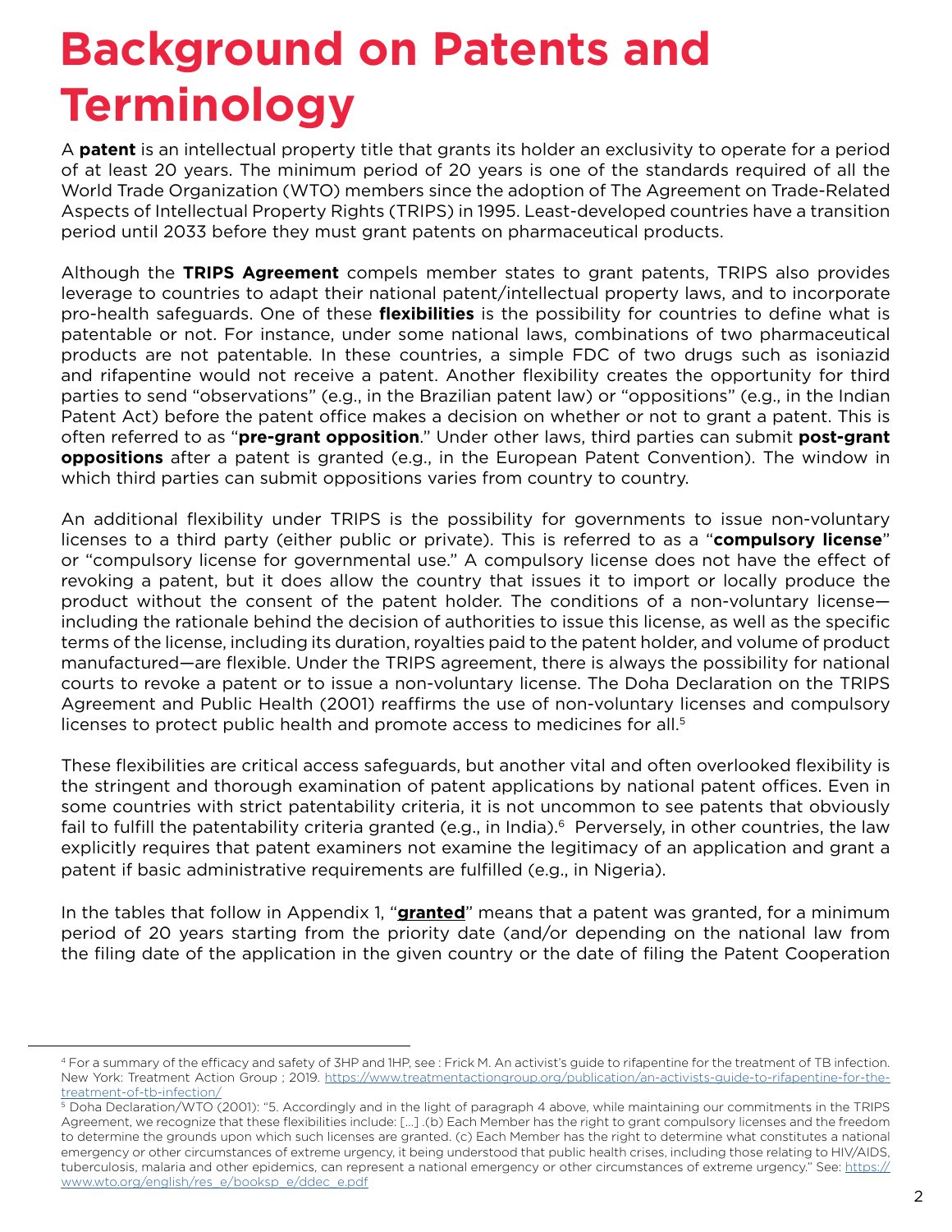# Background on Patents and Terminology

A **patent** is an intellectual property title that grants its holder an exclusivity to operate for a period of at least 20 years. The minimum period of 20 years is one of the standards required of all the World Trade Organization (WTO) members since the adoption of The Agreement on Trade-Related Aspects of Intellectual Property Rights (TRIPS) in 1995. Least-developed countries have a transition period until 2033 before they must grant patents on pharmaceutical products.

Although the **TRIPS Agreement** compels member states to grant patents, TRIPS also provides leverage to countries to adapt their national patent/intellectual property laws, and to incorporate pro-health safeguards. One of these **flexibilities** is the possibility for countries to define what is patentable or not. For instance, under some national laws, combinations of two pharmaceutical products are not patentable. In these countries, a simple FDC of two drugs such as isoniazid and rifapentine would not receive a patent. Another flexibility creates the opportunity for third parties to send "observations" (e.g., in the Brazilian patent law) or "oppositions" (e.g., in the Indian Patent Act) before the patent office makes a decision on whether or not to grant a patent. This is often referred to as "**pre-grant opposition**." Under other laws, third parties can submit **post-grant oppositions** after a patent is granted (e.g., in the European Patent Convention). The window in which third parties can submit oppositions varies from country to country.

An additional flexibility under TRIPS is the possibility for governments to issue non-voluntary licenses to a third party (either public or private). This is referred to as a "**compulsory license**" or "compulsory license for governmental use." A compulsory license does not have the effect of revoking a patent, but it does allow the country that issues it to import or locally produce the product without the consent of the patent holder. The conditions of a non-voluntary license—including the rationale behind the decision of authorities to issue this license, as well as the specific terms of the license, including its duration, royalties paid to the patent holder, and volume of product manufactured—are flexible. Under the TRIPS agreement, there is always the possibility for national courts to revoke a patent or to issue a non-voluntary license. The Doha Declaration on the TRIPS Agreement and Public Health (2001) reaffirms the use of non-voluntary licenses and compulsory licenses to protect public health and promote access to medicines for all.[5]

These flexibilities are critical access safeguards, but another vital and often overlooked flexibility is the stringent and thorough examination of patent applications by national patent offices. Even in some countries with strict patentability criteria, it is not uncommon to see patents that obviously fail to fulfill the patentability criteria granted (e.g., in India).[6] Perversely, in other countries, the law explicitly requires that patent examiners not examine the legitimacy of an application and grant a patent if basic administrative requirements are fulfilled (e.g., in Nigeria).

In the tables that follow in Appendix 1, "**granted**" means that a patent was granted, for a minimum period of 20 years starting from the priority date (and/or depending on the national law from the filing date of the application in the given country or the date of filing the Patent Cooperation

---

[4] For a summary of the efficacy and safety of 3HP and 1HP, see : Frick M. An activist's guide to rifapentine for the treatment of TB infection. New York: Treatment Action Group ; 2019. https://www.treatmentactiongroup.org/publication/an-activists-guide-to-rifapentine-for-the-treatment-of-tb-infection/

[5] Doha Declaration/WTO (2001): "5. Accordingly and in the light of paragraph 4 above, while maintaining our commitments in the TRIPS Agreement, we recognize that these flexibilities include: [...] .(b) Each Member has the right to grant compulsory licenses and the freedom to determine the grounds upon which such licenses are granted. (c) Each Member has the right to determine what constitutes a national emergency or other circumstances of extreme urgency, it being understood that public health crises, including those relating to HIV/AIDS, tuberculosis, malaria and other epidemics, can represent a national emergency or other circumstances of extreme urgency." See: https://www.wto.org/english/res_e/booksp_e/ddec_e.pdf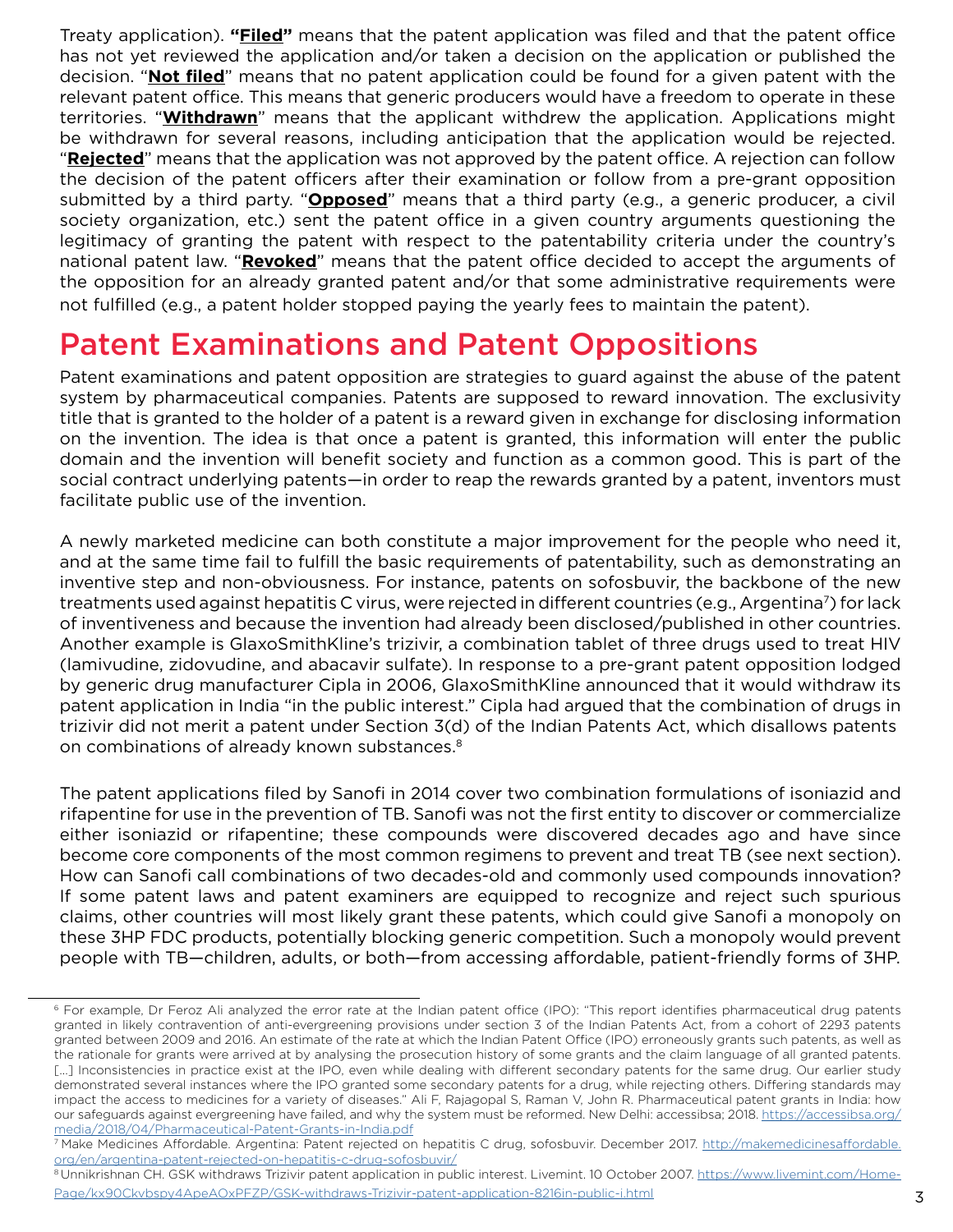Treaty application). **"Filed"** means that the patent application was filed and that the patent office has not yet reviewed the application and/or taken a decision on the application or published the decision. "**Not filed**" means that no patent application could be found for a given patent with the relevant patent office. This means that generic producers would have a freedom to operate in these territories. "**Withdrawn**" means that the applicant withdrew the application. Applications might be withdrawn for several reasons, including anticipation that the application would be rejected. "**Rejected**" means that the application was not approved by the patent office. A rejection can follow the decision of the patent officers after their examination or follow from a pre-grant opposition submitted by a third party. "**Opposed**" means that a third party (e.g., a generic producer, a civil society organization, etc.) sent the patent office in a given country arguments questioning the legitimacy of granting the patent with respect to the patentability criteria under the country's national patent law. "**Revoked**" means that the patent office decided to accept the arguments of the opposition for an already granted patent and/or that some administrative requirements were not fulfilled (e.g., a patent holder stopped paying the yearly fees to maintain the patent).

## Patent Examinations and Patent Oppositions

Patent examinations and patent opposition are strategies to guard against the abuse of the patent system by pharmaceutical companies. Patents are supposed to reward innovation. The exclusivity title that is granted to the holder of a patent is a reward given in exchange for disclosing information on the invention. The idea is that once a patent is granted, this information will enter the public domain and the invention will benefit society and function as a common good. This is part of the social contract underlying patents—in order to reap the rewards granted by a patent, inventors must facilitate public use of the invention.

A newly marketed medicine can both constitute a major improvement for the people who need it, and at the same time fail to fulfill the basic requirements of patentability, such as demonstrating an inventive step and non-obviousness. For instance, patents on sofosbuvir, the backbone of the new treatments used against hepatitis C virus, were rejected in different countries (e.g., Argentina[7]) for lack of inventiveness and because the invention had already been disclosed/published in other countries. Another example is GlaxoSmithKline's trizivir, a combination tablet of three drugs used to treat HIV (lamivudine, zidovudine, and abacavir sulfate). In response to a pre-grant patent opposition lodged by generic drug manufacturer Cipla in 2006, GlaxoSmithKline announced that it would withdraw its patent application in India "in the public interest." Cipla had argued that the combination of drugs in trizivir did not merit a patent under Section 3(d) of the Indian Patents Act, which disallows patents on combinations of already known substances.[8]

The patent applications filed by Sanofi in 2014 cover two combination formulations of isoniazid and rifapentine for use in the prevention of TB. Sanofi was not the first entity to discover or commercialize either isoniazid or rifapentine; these compounds were discovered decades ago and have since become core components of the most common regimens to prevent and treat TB (see next section). How can Sanofi call combinations of two decades-old and commonly used compounds innovation? If some patent laws and patent examiners are equipped to recognize and reject such spurious claims, other countries will most likely grant these patents, which could give Sanofi a monopoly on these 3HP FDC products, potentially blocking generic competition. Such a monopoly would prevent people with TB—children, adults, or both—from accessing affordable, patient-friendly forms of 3HP.

---

[6] For example, Dr Feroz Ali analyzed the error rate at the Indian patent office (IPO): "This report identifies pharmaceutical drug patents granted in likely contravention of anti-evergreening provisions under section 3 of the Indian Patents Act, from a cohort of 2293 patents granted between 2009 and 2016. An estimate of the rate at which the Indian Patent Office (IPO) erroneously grants such patents, as well as the rationale for grants were arrived at by analysing the prosecution history of some grants and the claim language of all granted patents. [...] Inconsistencies in practice exist at the IPO, even while dealing with different secondary patents for the same drug. Our earlier study demonstrated several instances where the IPO granted some secondary patents for a drug, while rejecting others. Differing standards may impact the access to medicines for a variety of diseases." Ali F, Rajagopal S, Raman V, John R. Pharmaceutical patent grants in India: how our safeguards against evergreening have failed, and why the system must be reformed. New Delhi: accessibsa; 2018. https://accessibsa.org/media/2018/04/Pharmaceutical-Patent-Grants-in-India.pdf

[7] Make Medicines Affordable. Argentina: Patent rejected on hepatitis C drug, sofosbuvir. December 2017. http://makemedicinesaffordable.org/en/argentina-patent-rejected-on-hepatitis-c-drug-sofosbuvir/

[8] Unnikrishnan CH. GSK withdraws Trizivir patent application in public interest. Livemint. 10 October 2007. https://www.livemint.com/Home-Page/kx90Ckvbspy4ApeAOxPFZP/GSK-withdraws-Trizivir-patent-application-8216in-public-i.html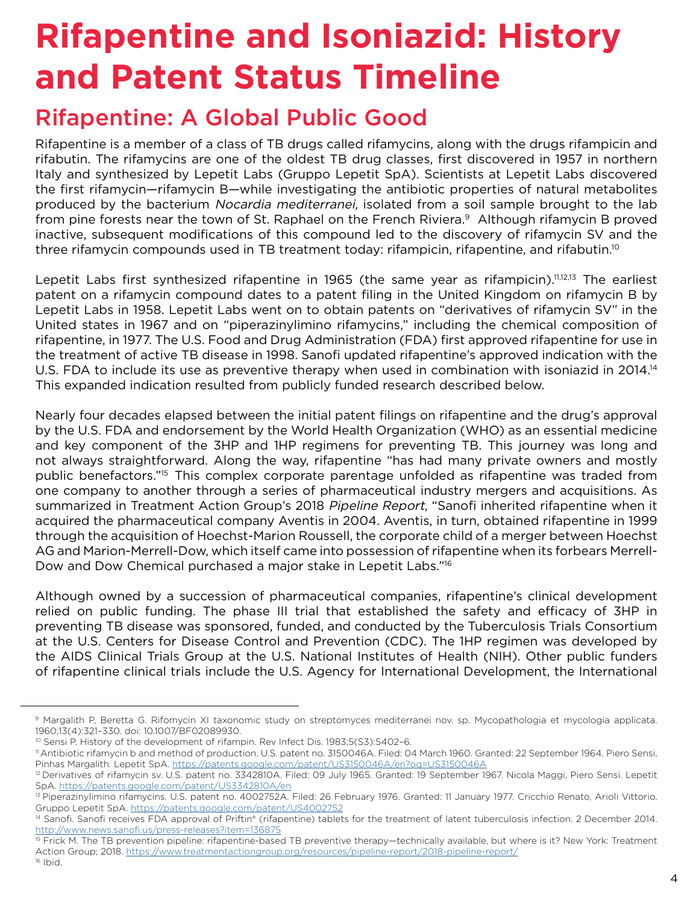# Rifapentine and Isoniazid: History and Patent Status Timeline

## Rifapentine: A Global Public Good

Rifapentine is a member of a class of TB drugs called rifamycins, along with the drugs rifampicin and rifabutin. The rifamycins are one of the oldest TB drug classes, first discovered in 1957 in northern Italy and synthesized by Lepetit Labs (Gruppo Lepetit SpA). Scientists at Lepetit Labs discovered the first rifamycin—rifamycin B—while investigating the antibiotic properties of natural metabolites produced by the bacterium *Nocardia mediterranei,* isolated from a soil sample brought to the lab from pine forests near the town of St. Raphael on the French Riviera.[9] Although rifamycin B proved inactive, subsequent modifications of this compound led to the discovery of rifamycin SV and the three rifamycin compounds used in TB treatment today: rifampicin, rifapentine, and rifabutin.[10]

Lepetit Labs first synthesized rifapentine in 1965 (the same year as rifampicin).[11,12,13] The earliest patent on a rifamycin compound dates to a patent filing in the United Kingdom on rifamycin B by Lepetit Labs in 1958. Lepetit Labs went on to obtain patents on "derivatives of rifamycin SV" in the United states in 1967 and on "piperazinylimino rifamycins," including the chemical composition of rifapentine, in 1977. The U.S. Food and Drug Administration (FDA) first approved rifapentine for use in the treatment of active TB disease in 1998. Sanofi updated rifapentine's approved indication with the U.S. FDA to include its use as preventive therapy when used in combination with isoniazid in 2014.[14] This expanded indication resulted from publicly funded research described below.

Nearly four decades elapsed between the initial patent filings on rifapentine and the drug's approval by the U.S. FDA and endorsement by the World Health Organization (WHO) as an essential medicine and key component of the 3HP and 1HP regimens for preventing TB. This journey was long and not always straightforward. Along the way, rifapentine "has had many private owners and mostly public benefactors."[15] This complex corporate parentage unfolded as rifapentine was traded from one company to another through a series of pharmaceutical industry mergers and acquisitions. As summarized in Treatment Action Group's 2018 *Pipeline Report*, "Sanofi inherited rifapentine when it acquired the pharmaceutical company Aventis in 2004. Aventis, in turn, obtained rifapentine in 1999 through the acquisition of Hoechst-Marion Roussell, the corporate child of a merger between Hoechst AG and Marion-Merrell-Dow, which itself came into possession of rifapentine when its forbears Merrell-Dow and Dow Chemical purchased a major stake in Lepetit Labs."[16]

Although owned by a succession of pharmaceutical companies, rifapentine's clinical development relied on public funding. The phase III trial that established the safety and efficacy of 3HP in preventing TB disease was sponsored, funded, and conducted by the Tuberculosis Trials Consortium at the U.S. Centers for Disease Control and Prevention (CDC). The 1HP regimen was developed by the AIDS Clinical Trials Group at the U.S. National Institutes of Health (NIH). Other public funders of rifapentine clinical trials include the U.S. Agency for International Development, the International

---

[9] Margalith P, Beretta G. Rifomycin XI taxonomic study on streptomyces mediterranei nov. sp. Mycopathologia et mycologia applicata. 1960;13(4):321–330. doi: 10.1007/BF02089930.

[10] Sensi P. History of the development of rifampin. Rev Infect Dis. 1983;5(S3):S402–6.

[11] Antibiotic rifamycin b and method of production. U.S. patent no. 3150046A. Filed: 04 March 1960. Granted: 22 September 1964. Piero Sensi, Pinhas Margalith. Lepetit SpA. https://patents.google.com/patent/US3150046A/en?oq=US3150046A

[12] Derivatives of rifamycin sv. U.S. patent no. 3342810A. Filed: 09 July 1965. Granted: 19 September 1967. Nicola Maggi, Piero Sensi. Lepetit SpA. https://patents.google.com/patent/US3342810A/en

[13] Piperazinylimino rifamycins. U.S. patent no. 4002752A. Filed: 26 February 1976. Granted: 11 January 1977. Cricchio Renato, Arioli Vittorio. Gruppo Lepetit SpA. https://patents.google.com/patent/US4002752

[14] Sanofi. Sanofi receives FDA approval of Priftin® (rifapentine) tablets for the treatment of latent tuberculosis infection. 2 December 2014. http://www.news.sanofi.us/press-releases?item=136875

[15] Frick M. The TB prevention pipeline: rifapentine-based TB preventive therapy—technically available, but where is it? New York: Treatment Action Group; 2018. https://www.treatmentactiongroup.org/resources/pipeline-report/2018-pipeline-report/

[16] Ibid.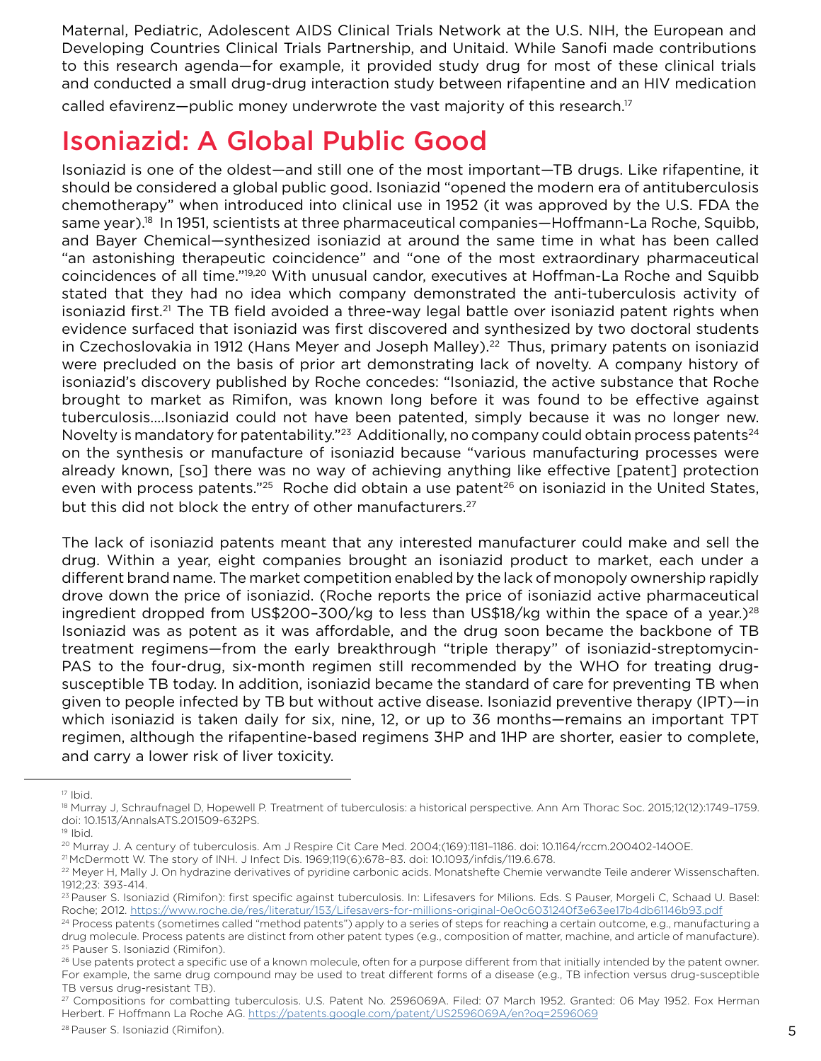Maternal, Pediatric, Adolescent AIDS Clinical Trials Network at the U.S. NIH, the European and Developing Countries Clinical Trials Partnership, and Unitaid. While Sanofi made contributions to this research agenda—for example, it provided study drug for most of these clinical trials and conducted a small drug-drug interaction study between rifapentine and an HIV medication called efavirenz—public money underwrote the vast majority of this research.[17]

## Isoniazid: A Global Public Good

Isoniazid is one of the oldest—and still one of the most important—TB drugs. Like rifapentine, it should be considered a global public good. Isoniazid "opened the modern era of antituberculosis chemotherapy" when introduced into clinical use in 1952 (it was approved by the U.S. FDA the same year).[18] In 1951, scientists at three pharmaceutical companies—Hoffmann-La Roche, Squibb, and Bayer Chemical—synthesized isoniazid at around the same time in what has been called "an astonishing therapeutic coincidence" and "one of the most extraordinary pharmaceutical coincidences of all time."[19,20] With unusual candor, executives at Hoffman-La Roche and Squibb stated that they had no idea which company demonstrated the anti-tuberculosis activity of isoniazid first.[21] The TB field avoided a three-way legal battle over isoniazid patent rights when evidence surfaced that isoniazid was first discovered and synthesized by two doctoral students in Czechoslovakia in 1912 (Hans Meyer and Joseph Malley).[22] Thus, primary patents on isoniazid were precluded on the basis of prior art demonstrating lack of novelty. A company history of isoniazid's discovery published by Roche concedes: "Isoniazid, the active substance that Roche brought to market as Rimifon, was known long before it was found to be effective against tuberculosis….Isoniazid could not have been patented, simply because it was no longer new. Novelty is mandatory for patentability."[23] Additionally, no company could obtain process patents[24] on the synthesis or manufacture of isoniazid because "various manufacturing processes were already known, [so] there was no way of achieving anything like effective [patent] protection even with process patents."[25] Roche did obtain a use patent[26] on isoniazid in the United States, but this did not block the entry of other manufacturers.[27]

The lack of isoniazid patents meant that any interested manufacturer could make and sell the drug. Within a year, eight companies brought an isoniazid product to market, each under a different brand name. The market competition enabled by the lack of monopoly ownership rapidly drove down the price of isoniazid. (Roche reports the price of isoniazid active pharmaceutical ingredient dropped from US$200–300/kg to less than US$18/kg within the space of a year.)[28] Isoniazid was as potent as it was affordable, and the drug soon became the backbone of TB treatment regimens—from the early breakthrough "triple therapy" of isoniazid-streptomycin-PAS to the four-drug, six-month regimen still recommended by the WHO for treating drug-susceptible TB today. In addition, isoniazid became the standard of care for preventing TB when given to people infected by TB but without active disease. Isoniazid preventive therapy (IPT)—in which isoniazid is taken daily for six, nine, 12, or up to 36 months—remains an important TPT regimen, although the rifapentine-based regimens 3HP and 1HP are shorter, easier to complete, and carry a lower risk of liver toxicity.

---

[17] Ibid.

[18] Murray J, Schraufnagel D, Hopewell P. Treatment of tuberculosis: a historical perspective. Ann Am Thorac Soc. 2015;12(12):1749–1759. doi: 10.1513/AnnalsATS.201509-632PS.

[19] Ibid.

[20] Murray J. A century of tuberculosis. Am J Respire Cit Care Med. 2004;(169):1181–1186. doi: 10.1164/rccm.200402-140OE.

[21] McDermott W. The story of INH. J Infect Dis. 1969;119(6):678–83. doi: 10.1093/infdis/119.6.678.

[22] Meyer H, Mally J. On hydrazine derivatives of pyridine carbonic acids. Monatshefte Chemie verwandte Teile anderer Wissenschaften. 1912;23: 393-414.

[23] Pauser S. Isoniazid (Rimifon): first specific against tuberculosis. In: Lifesavers for Milions. Eds. S Pauser, Morgeli C, Schaad U. Basel: Roche; 2012. https://www.roche.de/res/literatur/153/Lifesavers-for-millions-original-0e0c6031240f3e63ee17b4db61146b93.pdf

[24] Process patents (sometimes called "method patents") apply to a series of steps for reaching a certain outcome, e.g., manufacturing a drug molecule. Process patents are distinct from other patent types (e.g., composition of matter, machine, and article of manufacture).

[25] Pauser S. Isoniazid (Rimifon).

[26] Use patents protect a specific use of a known molecule, often for a purpose different from that initially intended by the patent owner. For example, the same drug compound may be used to treat different forms of a disease (e.g., TB infection versus drug-susceptible TB versus drug-resistant TB).

[27] Compositions for combatting tuberculosis. U.S. Patent No. 2596069A. Filed: 07 March 1952. Granted: 06 May 1952. Fox Herman Herbert. F Hoffmann La Roche AG. https://patents.google.com/patent/US2596069A/en?oq=2596069

[28] Pauser S. Isoniazid (Rimifon).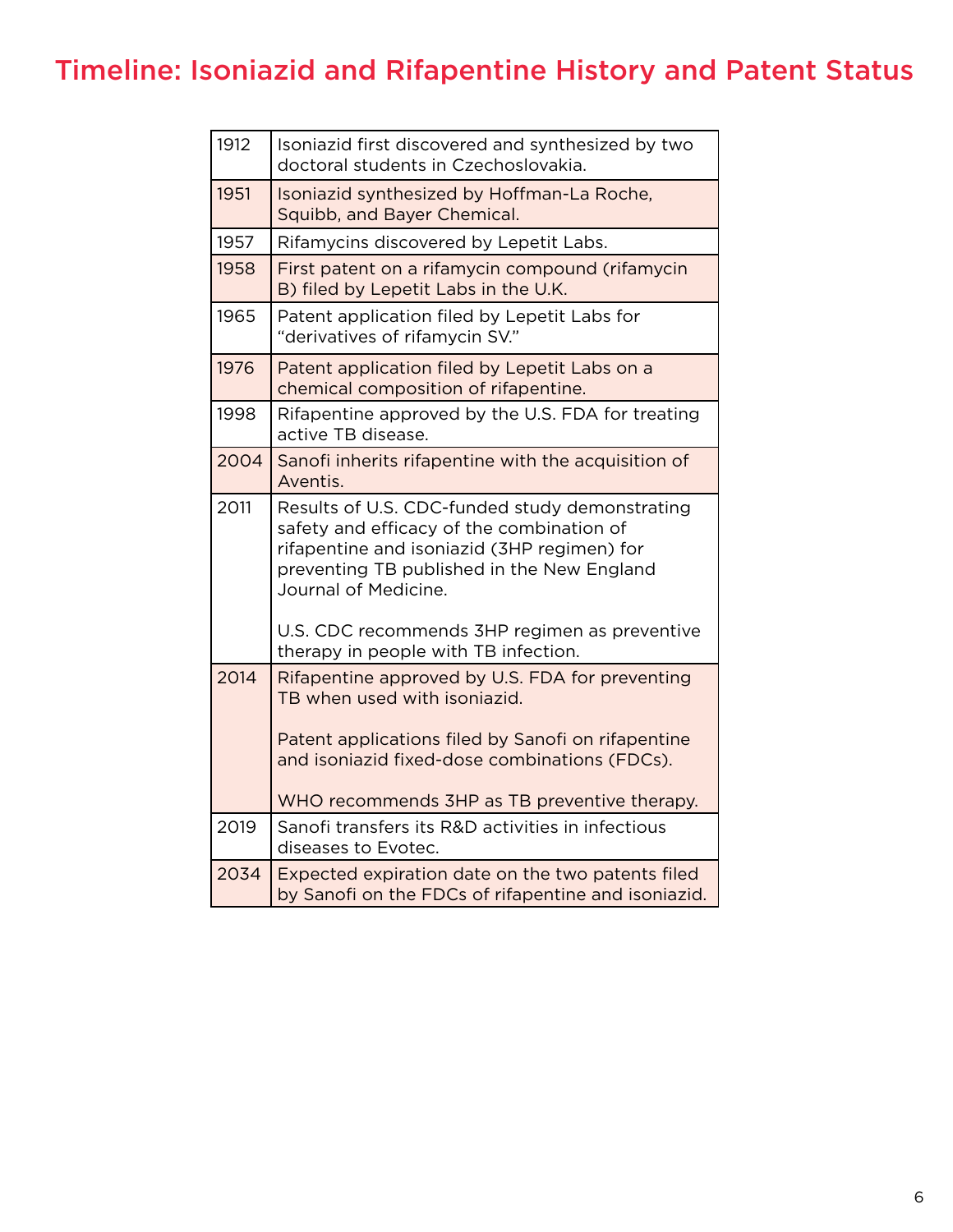# Timeline: Isoniazid and Rifapentine History and Patent Status

| | |
|---|---|
| 1912 | Isoniazid first discovered and synthesized by two doctoral students in Czechoslovakia. |
| 1951 | Isoniazid synthesized by Hoffman-La Roche, Squibb, and Bayer Chemical. |
| 1957 | Rifamycins discovered by Lepetit Labs. |
| 1958 | First patent on a rifamycin compound (rifamycin B) filed by Lepetit Labs in the U.K. |
| 1965 | Patent application filed by Lepetit Labs for "derivatives of rifamycin SV." |
| 1976 | Patent application filed by Lepetit Labs on a chemical composition of rifapentine. |
| 1998 | Rifapentine approved by the U.S. FDA for treating active TB disease. |
| 2004 | Sanofi inherits rifapentine with the acquisition of Aventis. |
| 2011 | Results of U.S. CDC-funded study demonstrating safety and efficacy of the combination of rifapentine and isoniazid (3HP regimen) for preventing TB published in the New England Journal of Medicine.<br><br>U.S. CDC recommends 3HP regimen as preventive therapy in people with TB infection. |
| 2014 | Rifapentine approved by U.S. FDA for preventing TB when used with isoniazid.<br><br>Patent applications filed by Sanofi on rifapentine and isoniazid fixed-dose combinations (FDCs).<br><br>WHO recommends 3HP as TB preventive therapy. |
| 2019 | Sanofi transfers its R&D activities in infectious diseases to Evotec. |
| 2034 | Expected expiration date on the two patents filed by Sanofi on the FDCs of rifapentine and isoniazid. |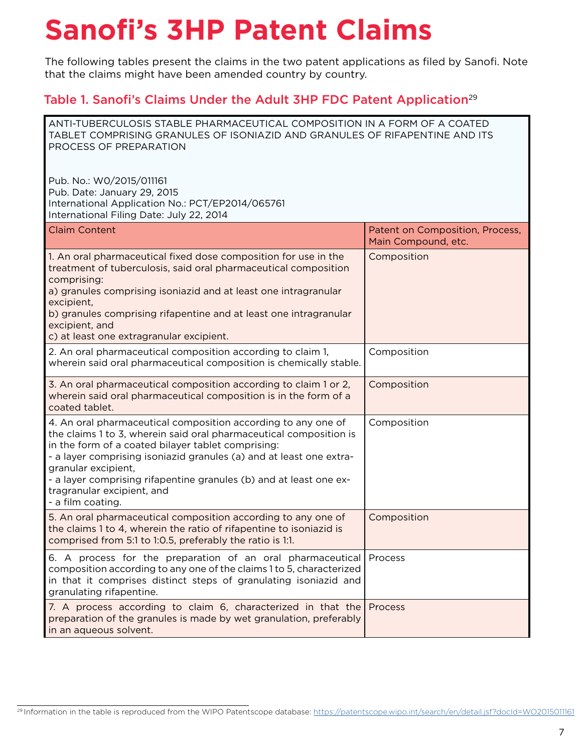# Sanofi's 3HP Patent Claims

The following tables present the claims in the two patent applications as filed by Sanofi. Note that the claims might have been amended country by country.

## Table 1. Sanofi's Claims Under the Adult 3HP FDC Patent Application[29]

| ANTI-TUBERCULOSIS STABLE PHARMACEUTICAL COMPOSITION IN A FORM OF A COATED TABLET COMPRISING GRANULES OF ISONIAZID AND GRANULES OF RIFAPENTINE AND ITS PROCESS OF PREPARATION<br><br>Pub. No.: W0/2015/011161<br>Pub. Date: January 29, 2015<br>International Application No.: PCT/EP2014/065761<br>International Filing Date: July 22, 2014 | |
|---|---|
| **Claim Content** | **Patent on Composition, Process, Main Compound, etc.** |
| 1. An oral pharmaceutical fixed dose composition for use in the treatment of tuberculosis, said oral pharmaceutical composition comprising:<br>a) granules comprising isoniazid and at least one intragranular excipient,<br>b) granules comprising rifapentine and at least one intragranular excipient, and<br>c) at least one extragranular excipient. | Composition |
| 2. An oral pharmaceutical composition according to claim 1, wherein said oral pharmaceutical composition is chemically stable. | Composition |
| 3. An oral pharmaceutical composition according to claim 1 or 2, wherein said oral pharmaceutical composition is in the form of a coated tablet. | Composition |
| 4. An oral pharmaceutical composition according to any one of the claims 1 to 3, wherein said oral pharmaceutical composition is in the form of a coated bilayer tablet comprising:<br>- a layer comprising isoniazid granules (a) and at least one extra-granular excipient,<br>- a layer comprising rifapentine granules (b) and at least one extragranular excipient, and<br>- a film coating. | Composition |
| 5. An oral pharmaceutical composition according to any one of the claims 1 to 4, wherein the ratio of rifapentine to isoniazid is comprised from 5:1 to 1:0.5, preferably the ratio is 1:1. | Composition |
| 6. A process for the preparation of an oral pharmaceutical composition according to any one of the claims 1 to 5, characterized in that it comprises distinct steps of granulating isoniazid and granulating rifapentine. | Process |
| 7. A process according to claim 6, characterized in that the preparation of the granules is made by wet granulation, preferably in an aqueous solvent. | Process |

[29] Information in the table is reproduced from the WIPO Patentscope database: https://patentscope.wipo.int/search/en/detail.jsf?docId=WO2015011161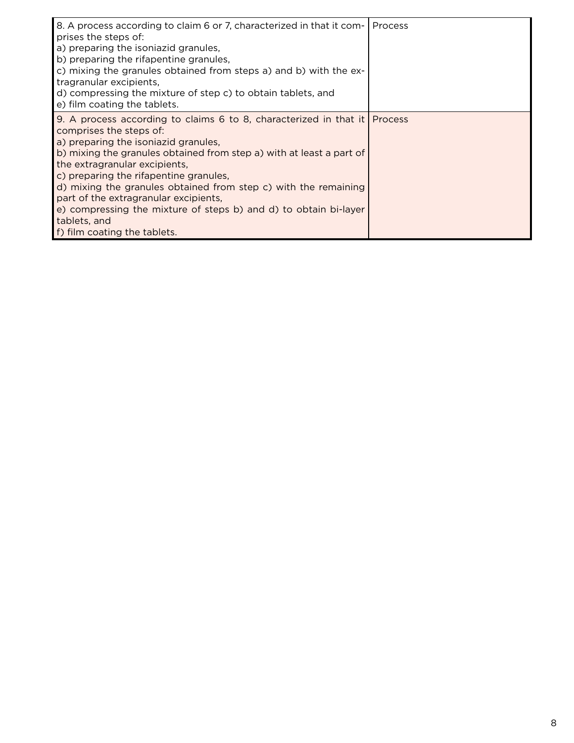| | |
|---|---|
| 8. A process according to claim 6 or 7, characterized in that it comprises the steps of:<br>a) preparing the isoniazid granules,<br>b) preparing the rifapentine granules,<br>c) mixing the granules obtained from steps a) and b) with the extragranular excipients,<br>d) compressing the mixture of step c) to obtain tablets, and<br>e) film coating the tablets. | Process |
| 9. A process according to claims 6 to 8, characterized in that it comprises the steps of:<br>a) preparing the isoniazid granules,<br>b) mixing the granules obtained from step a) with at least a part of the extragranular excipients,<br>c) preparing the rifapentine granules,<br>d) mixing the granules obtained from step c) with the remaining part of the extragranular excipients,<br>e) compressing the mixture of steps b) and d) to obtain bi-layer tablets, and<br>f) film coating the tablets. | Process |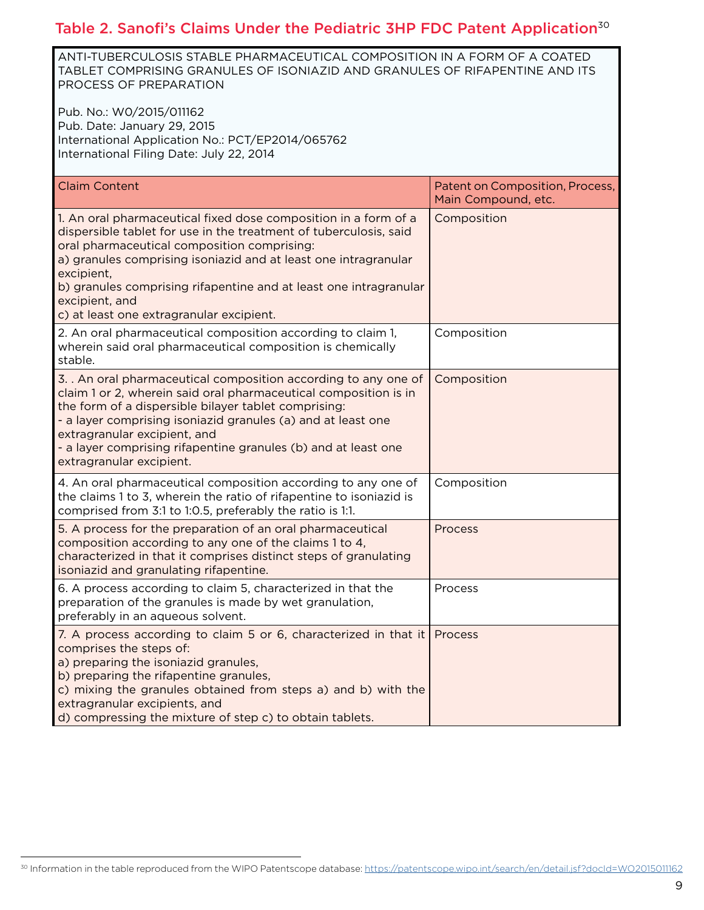## Table 2. Sanofi's Claims Under the Pediatric 3HP FDC Patent Application[30]

ANTI-TUBERCULOSIS STABLE PHARMACEUTICAL COMPOSITION IN A FORM OF A COATED TABLET COMPRISING GRANULES OF ISONIAZID AND GRANULES OF RIFAPENTINE AND ITS PROCESS OF PREPARATION

Pub. No.: W0/2015/011162
Pub. Date: January 29, 2015
International Application No.: PCT/EP2014/065762
International Filing Date: July 22, 2014

| Claim Content | Patent on Composition, Process, Main Compound, etc. |
|---|---|
| 1. An oral pharmaceutical fixed dose composition in a form of a dispersible tablet for use in the treatment of tuberculosis, said oral pharmaceutical composition comprising:<br>a) granules comprising isoniazid and at least one intragranular excipient,<br>b) granules comprising rifapentine and at least one intragranular excipient, and<br>c) at least one extragranular excipient. | Composition |
| 2. An oral pharmaceutical composition according to claim 1, wherein said oral pharmaceutical composition is chemically stable. | Composition |
| 3. . An oral pharmaceutical composition according to any one of claim 1 or 2, wherein said oral pharmaceutical composition is in the form of a dispersible bilayer tablet comprising:<br>- a layer comprising isoniazid granules (a) and at least one extragranular excipient, and<br>- a layer comprising rifapentine granules (b) and at least one extragranular excipient. | Composition |
| 4. An oral pharmaceutical composition according to any one of the claims 1 to 3, wherein the ratio of rifapentine to isoniazid is comprised from 3:1 to 1:0.5, preferably the ratio is 1:1. | Composition |
| 5. A process for the preparation of an oral pharmaceutical composition according to any one of the claims 1 to 4, characterized in that it comprises distinct steps of granulating isoniazid and granulating rifapentine. | Process |
| 6. A process according to claim 5, characterized in that the preparation of the granules is made by wet granulation, preferably in an aqueous solvent. | Process |
| 7. A process according to claim 5 or 6, characterized in that it comprises the steps of:<br>a) preparing the isoniazid granules,<br>b) preparing the rifapentine granules,<br>c) mixing the granules obtained from steps a) and b) with the extragranular excipients, and<br>d) compressing the mixture of step c) to obtain tablets. | Process |

[30] Information in the table reproduced from the WIPO Patentscope database: https://patentscope.wipo.int/search/en/detail.jsf?docId=WO2015011162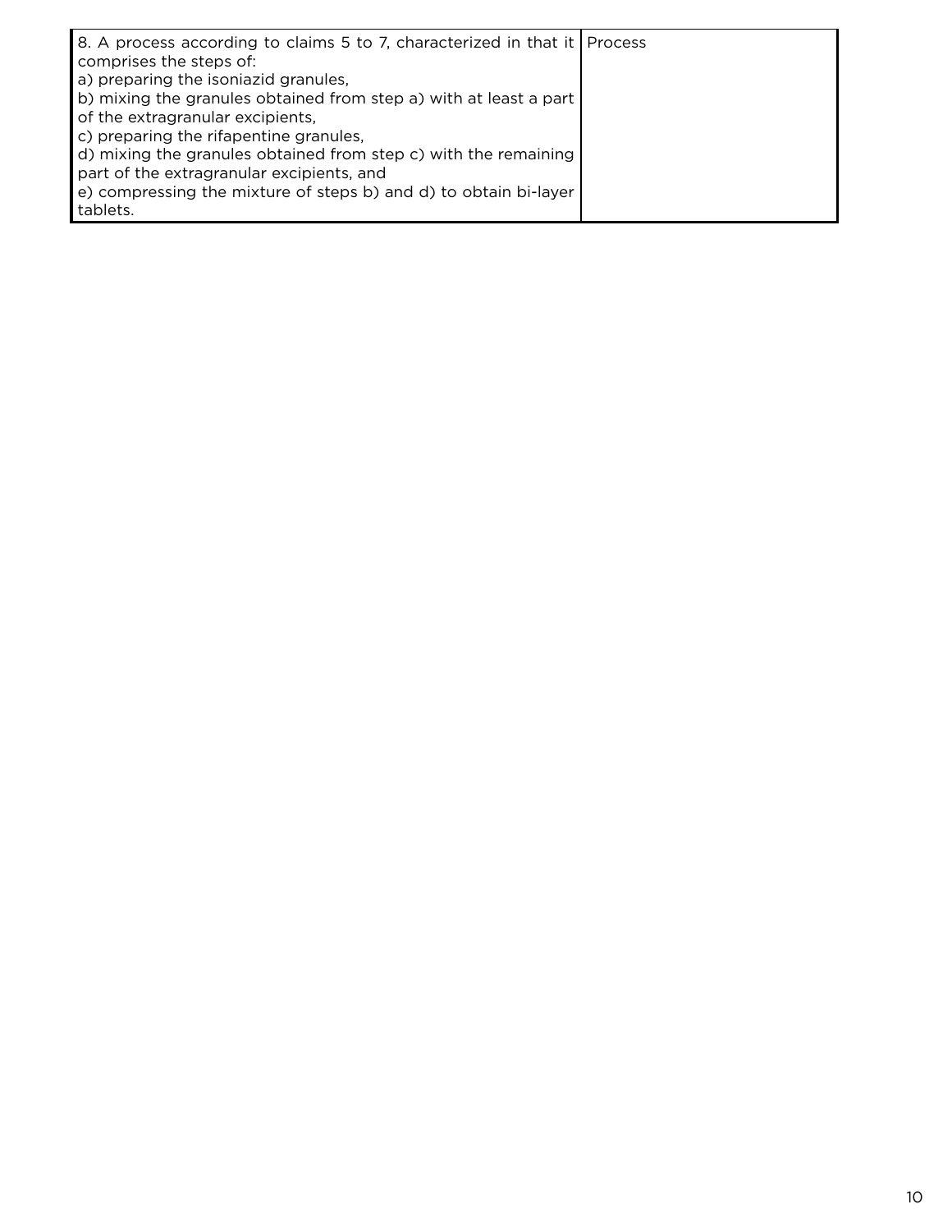| | |
|---|---|
| 8. A process according to claims 5 to 7, characterized in that it comprises the steps of:<br>a) preparing the isoniazid granules,<br>b) mixing the granules obtained from step a) with at least a part of the extragranular excipients,<br>c) preparing the rifapentine granules,<br>d) mixing the granules obtained from step c) with the remaining part of the extragranular excipients, and<br>e) compressing the mixture of steps b) and d) to obtain bi-layer tablets. | Process |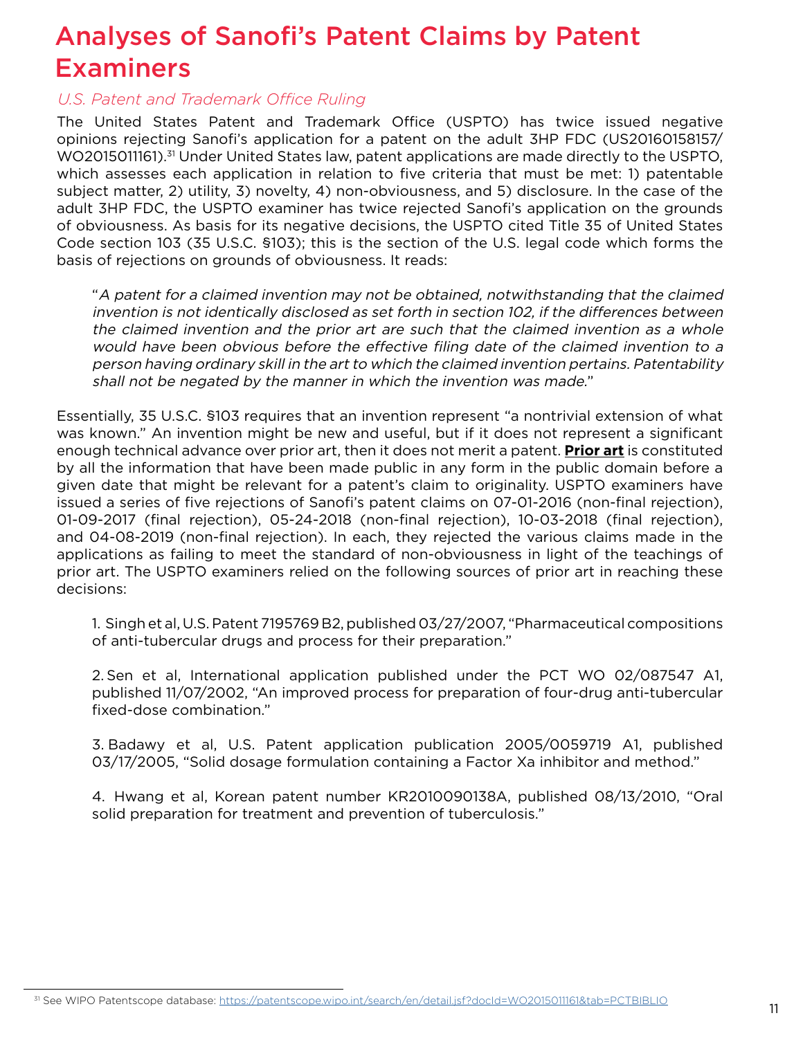# Analyses of Sanofi's Patent Claims by Patent Examiners

*U.S. Patent and Trademark Office Ruling*

The United States Patent and Trademark Office (USPTO) has twice issued negative opinions rejecting Sanofi's application for a patent on the adult 3HP FDC (US20160158157/ WO2015011161).[31] Under United States law, patent applications are made directly to the USPTO, which assesses each application in relation to five criteria that must be met: 1) patentable subject matter, 2) utility, 3) novelty, 4) non-obviousness, and 5) disclosure. In the case of the adult 3HP FDC, the USPTO examiner has twice rejected Sanofi's application on the grounds of obviousness. As basis for its negative decisions, the USPTO cited Title 35 of United States Code section 103 (35 U.S.C. §103); this is the section of the U.S. legal code which forms the basis of rejections on grounds of obviousness. It reads:

> "*A patent for a claimed invention may not be obtained, notwithstanding that the claimed invention is not identically disclosed as set forth in section 102, if the differences between the claimed invention and the prior art are such that the claimed invention as a whole would have been obvious before the effective filing date of the claimed invention to a person having ordinary skill in the art to which the claimed invention pertains. Patentability shall not be negated by the manner in which the invention was made.*"

Essentially, 35 U.S.C. §103 requires that an invention represent "a nontrivial extension of what was known." An invention might be new and useful, but if it does not represent a significant enough technical advance over prior art, then it does not merit a patent. **Prior art** is constituted by all the information that have been made public in any form in the public domain before a given date that might be relevant for a patent's claim to originality. USPTO examiners have issued a series of five rejections of Sanofi's patent claims on 07-01-2016 (non-final rejection), 01-09-2017 (final rejection), 05-24-2018 (non-final rejection), 10-03-2018 (final rejection), and 04-08-2019 (non-final rejection). In each, they rejected the various claims made in the applications as failing to meet the standard of non-obviousness in light of the teachings of prior art. The USPTO examiners relied on the following sources of prior art in reaching these decisions:

1. Singh et al, U.S. Patent 7195769 B2, published 03/27/2007, "Pharmaceutical compositions of anti-tubercular drugs and process for their preparation."

2. Sen et al, International application published under the PCT WO 02/087547 A1, published 11/07/2002, "An improved process for preparation of four-drug anti-tubercular fixed-dose combination."

3. Badawy et al, U.S. Patent application publication 2005/0059719 A1, published 03/17/2005, "Solid dosage formulation containing a Factor Xa inhibitor and method."

4. Hwang et al, Korean patent number KR2010090138A, published 08/13/2010, "Oral solid preparation for treatment and prevention of tuberculosis."

[31] See WIPO Patentscope database: https://patentscope.wipo.int/search/en/detail.jsf?docId=WO2015011161&tab=PCTBIBLIO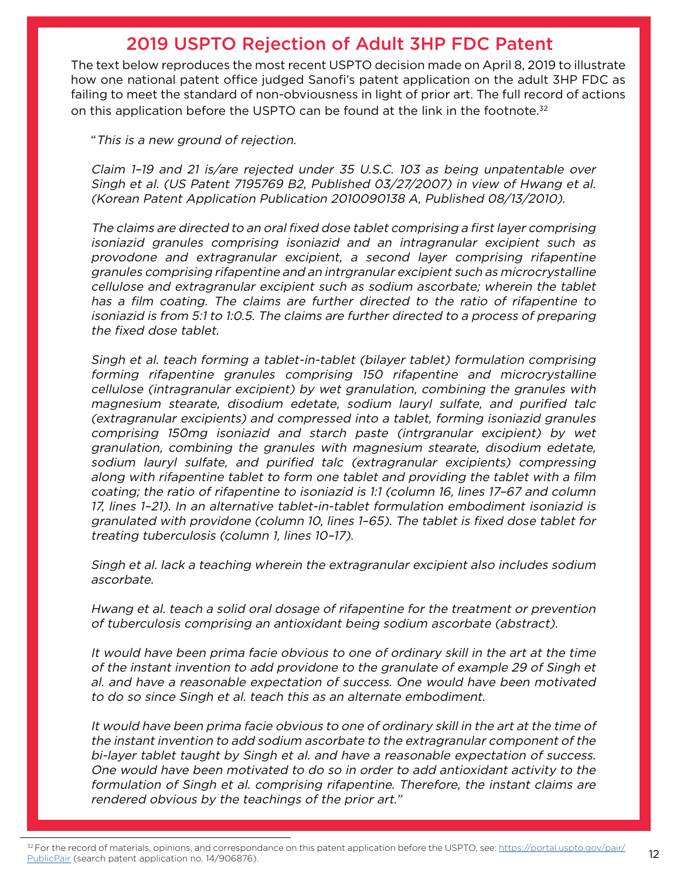## 2019 USPTO Rejection of Adult 3HP FDC Patent

The text below reproduces the most recent USPTO decision made on April 8, 2019 to illustrate how one national patent office judged Sanofi's patent application on the adult 3HP FDC as failing to meet the standard of non-obviousness in light of prior art. The full record of actions on this application before the USPTO can be found at the link in the footnote.[32]

> "*This is a new ground of rejection.*
>
> *Claim 1–19 and 21 is/are rejected under 35 U.S.C. 103 as being unpatentable over Singh et al. (US Patent 7195769 B2, Published 03/27/2007) in view of Hwang et al. (Korean Patent Application Publication 2010090138 A, Published 08/13/2010).*
>
> *The claims are directed to an oral fixed dose tablet comprising a first layer comprising isoniazid granules comprising isoniazid and an intragranular excipient such as provodone and extragranular excipient, a second layer comprising rifapentine granules comprising rifapentine and an intrgranular excipient such as microcrystalline cellulose and extragranular excipient such as sodium ascorbate; wherein the tablet has a film coating. The claims are further directed to the ratio of rifapentine to isoniazid is from 5:1 to 1:0.5. The claims are further directed to a process of preparing the fixed dose tablet.*
>
> *Singh et al. teach forming a tablet-in-tablet (bilayer tablet) formulation comprising forming rifapentine granules comprising 150 rifapentine and microcrystalline cellulose (intragranular excipient) by wet granulation, combining the granules with magnesium stearate, disodium edetate, sodium lauryl sulfate, and purified talc (extragranular excipients) and compressed into a tablet, forming isoniazid granules comprising 150mg isoniazid and starch paste (intrgranular excipient) by wet granulation, combining the granules with magnesium stearate, disodium edetate, sodium lauryl sulfate, and purified talc (extragranular excipients) compressing along with rifapentine tablet to form one tablet and providing the tablet with a film coating; the ratio of rifapentine to isoniazid is 1:1 (column 16, lines 17–67 and column 17, lines 1–21). In an alternative tablet-in-tablet formulation embodiment isoniazid is granulated with providone (column 10, lines 1–65). The tablet is fixed dose tablet for treating tuberculosis (column 1, lines 10–17).*
>
> *Singh et al. lack a teaching wherein the extragranular excipient also includes sodium ascorbate.*
>
> *Hwang et al. teach a solid oral dosage of rifapentine for the treatment or prevention of tuberculosis comprising an antioxidant being sodium ascorbate (abstract).*
>
> *It would have been prima facie obvious to one of ordinary skill in the art at the time of the instant invention to add providone to the granulate of example 29 of Singh et al. and have a reasonable expectation of success. One would have been motivated to do so since Singh et al. teach this as an alternate embodiment.*
>
> *It would have been prima facie obvious to one of ordinary skill in the art at the time of the instant invention to add sodium ascorbate to the extragranular component of the bi-layer tablet taught by Singh et al. and have a reasonable expectation of success. One would have been motivated to do so in order to add antioxidant activity to the formulation of Singh et al. comprising rifapentine. Therefore, the instant claims are rendered obvious by the teachings of the prior art.*"

---

[32] For the record of materials, opinions, and correspondance on this patent application before the USPTO, see: https://portal.uspto.gov/pair/PublicPair (search patent application no. 14/906876).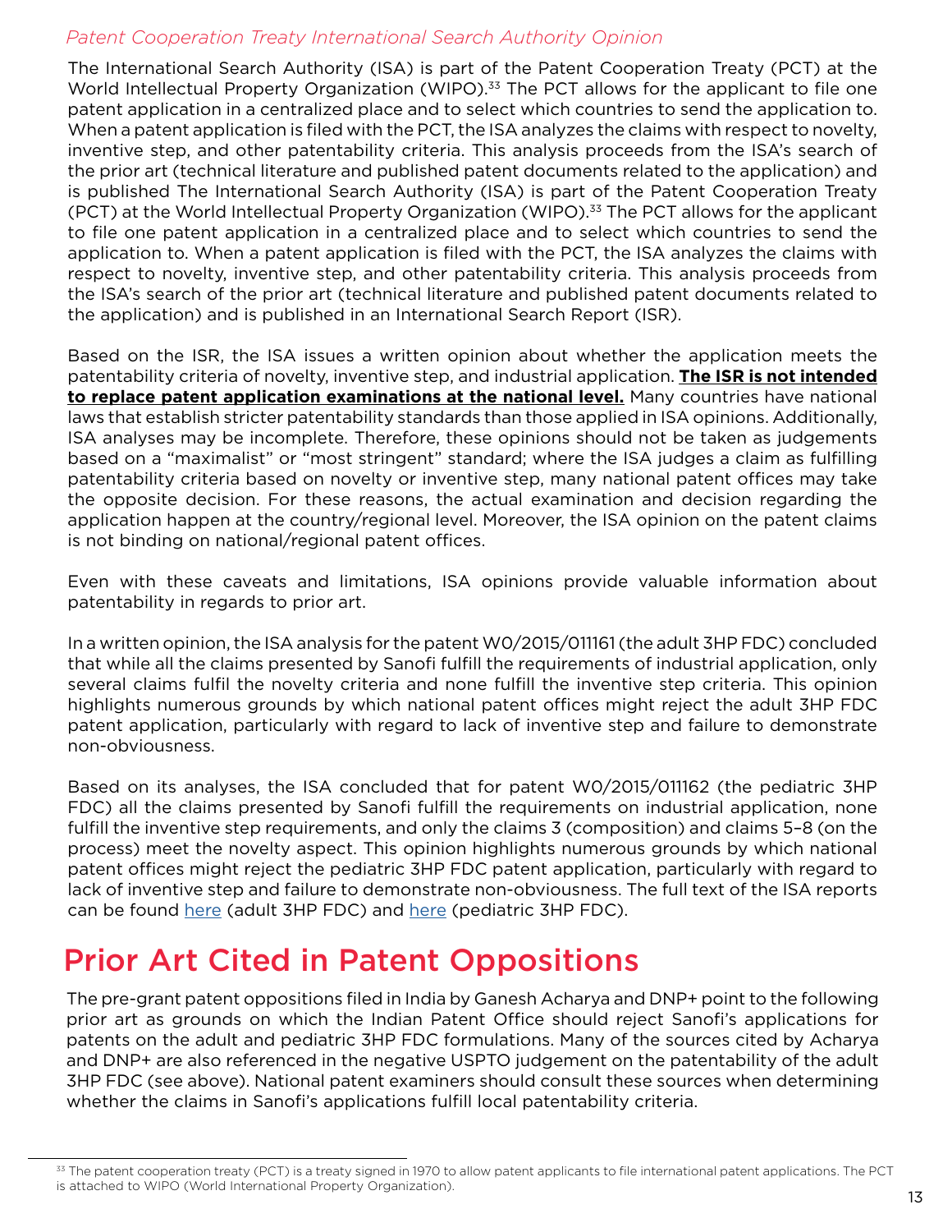*Patent Cooperation Treaty International Search Authority Opinion*

The International Search Authority (ISA) is part of the Patent Cooperation Treaty (PCT) at the World Intellectual Property Organization (WIPO).[33] The PCT allows for the applicant to file one patent application in a centralized place and to select which countries to send the application to. When a patent application is filed with the PCT, the ISA analyzes the claims with respect to novelty, inventive step, and other patentability criteria. This analysis proceeds from the ISA's search of the prior art (technical literature and published patent documents related to the application) and is published The International Search Authority (ISA) is part of the Patent Cooperation Treaty (PCT) at the World Intellectual Property Organization (WIPO).[33] The PCT allows for the applicant to file one patent application in a centralized place and to select which countries to send the application to. When a patent application is filed with the PCT, the ISA analyzes the claims with respect to novelty, inventive step, and other patentability criteria. This analysis proceeds from the ISA's search of the prior art (technical literature and published patent documents related to the application) and is published in an International Search Report (ISR).

Based on the ISR, the ISA issues a written opinion about whether the application meets the patentability criteria of novelty, inventive step, and industrial application. **The ISR is not intended to replace patent application examinations at the national level.** Many countries have national laws that establish stricter patentability standards than those applied in ISA opinions. Additionally, ISA analyses may be incomplete. Therefore, these opinions should not be taken as judgements based on a "maximalist" or "most stringent" standard; where the ISA judges a claim as fulfilling patentability criteria based on novelty or inventive step, many national patent offices may take the opposite decision. For these reasons, the actual examination and decision regarding the application happen at the country/regional level. Moreover, the ISA opinion on the patent claims is not binding on national/regional patent offices.

Even with these caveats and limitations, ISA opinions provide valuable information about patentability in regards to prior art.

In a written opinion, the ISA analysis for the patent W0/2015/011161 (the adult 3HP FDC) concluded that while all the claims presented by Sanofi fulfill the requirements of industrial application, only several claims fulfil the novelty criteria and none fulfill the inventive step criteria. This opinion highlights numerous grounds by which national patent offices might reject the adult 3HP FDC patent application, particularly with regard to lack of inventive step and failure to demonstrate non-obviousness.

Based on its analyses, the ISA concluded that for patent W0/2015/011162 (the pediatric 3HP FDC) all the claims presented by Sanofi fulfill the requirements on industrial application, none fulfill the inventive step requirements, and only the claims 3 (composition) and claims 5–8 (on the process) meet the novelty aspect. This opinion highlights numerous grounds by which national patent offices might reject the pediatric 3HP FDC patent application, particularly with regard to lack of inventive step and failure to demonstrate non-obviousness. The full text of the ISA reports can be found here (adult 3HP FDC) and here (pediatric 3HP FDC).

# Prior Art Cited in Patent Oppositions

The pre-grant patent oppositions filed in India by Ganesh Acharya and DNP+ point to the following prior art as grounds on which the Indian Patent Office should reject Sanofi's applications for patents on the adult and pediatric 3HP FDC formulations. Many of the sources cited by Acharya and DNP+ are also referenced in the negative USPTO judgement on the patentability of the adult 3HP FDC (see above). National patent examiners should consult these sources when determining whether the claims in Sanofi's applications fulfill local patentability criteria.

---

[33] The patent cooperation treaty (PCT) is a treaty signed in 1970 to allow patent applicants to file international patent applications. The PCT is attached to WIPO (World International Property Organization).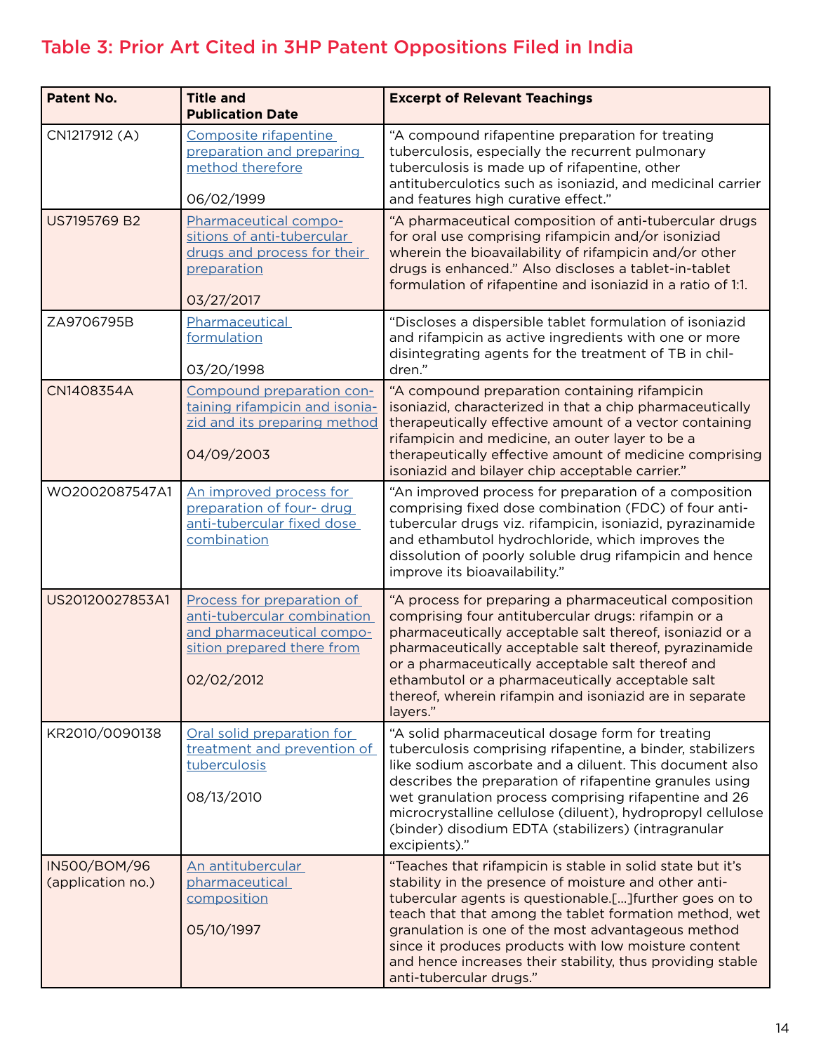## Table 3: Prior Art Cited in 3HP Patent Oppositions Filed in India

| Patent No. | Title and Publication Date | Excerpt of Relevant Teachings |
|---|---|---|
| CN1217912 (A) | Composite rifapentine preparation and preparing method therefore<br><br>06/02/1999 | "A compound rifapentine preparation for treating tuberculosis, especially the recurrent pulmonary tuberculosis is made up of rifapentine, other antituberculotics such as isoniazid, and medicinal carrier and features high curative effect." |
| US7195769 B2 | Pharmaceutical compositions of anti-tubercular drugs and process for their preparation<br><br>03/27/2017 | "A pharmaceutical composition of anti-tubercular drugs for oral use comprising rifampicin and/or isoniziad wherein the bioavailability of rifampicin and/or other drugs is enhanced." Also discloses a tablet-in-tablet formulation of rifapentine and isoniazid in a ratio of 1:1. |
| ZA9706795B | Pharmaceutical formulation<br><br>03/20/1998 | "Discloses a dispersible tablet formulation of isoniazid and rifampicin as active ingredients with one or more disintegrating agents for the treatment of TB in children." |
| CN1408354A | Compound preparation containing rifampicin and isoniazid and its preparing method<br><br>04/09/2003 | "A compound preparation containing rifampicin isoniazid, characterized in that a chip pharmaceutically therapeutically effective amount of a vector containing rifampicin and medicine, an outer layer to be a therapeutically effective amount of medicine comprising isoniazid and bilayer chip acceptable carrier." |
| WO2002087547A1 | An improved process for preparation of four- drug anti-tubercular fixed dose combination | "An improved process for preparation of a composition comprising fixed dose combination (FDC) of four anti-tubercular drugs viz. rifampicin, isoniazid, pyrazinamide and ethambutol hydrochloride, which improves the dissolution of poorly soluble drug rifampicin and hence improve its bioavailability." |
| US20120027853A1 | Process for preparation of anti-tubercular combination and pharmaceutical composition prepared there from<br><br>02/02/2012 | "A process for preparing a pharmaceutical composition comprising four antitubercular drugs: rifampin or a pharmaceutically acceptable salt thereof, isoniazid or a pharmaceutically acceptable salt thereof, pyrazinamide or a pharmaceutically acceptable salt thereof and ethambutol or a pharmaceutically acceptable salt thereof, wherein rifampin and isoniazid are in separate layers." |
| KR2010/0090138 | Oral solid preparation for treatment and prevention of tuberculosis<br><br>08/13/2010 | "A solid pharmaceutical dosage form for treating tuberculosis comprising rifapentine, a binder, stabilizers like sodium ascorbate and a diluent. This document also describes the preparation of rifapentine granules using wet granulation process comprising rifapentine and 26 microcrystalline cellulose (diluent), hydropropyl cellulose (binder) disodium EDTA (stabilizers) (intragranular excipients)." |
| IN500/BOM/96 (application no.) | An antitubercular pharmaceutical composition<br><br>05/10/1997 | "Teaches that rifampicin is stable in solid state but it's stability in the presence of moisture and other anti-tubercular agents is questionable.[...]further goes on to teach that that among the tablet formation method, wet granulation is one of the most advantageous method since it produces products with low moisture content and hence increases their stability, thus providing stable anti-tubercular drugs." |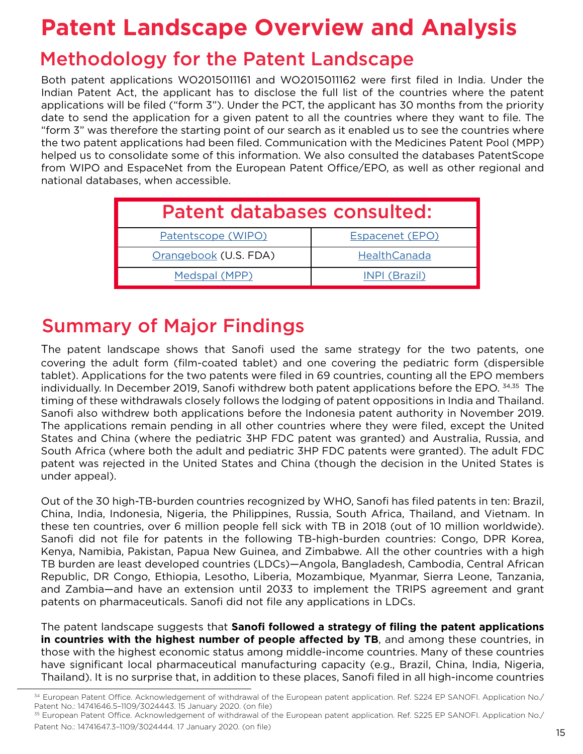# Patent Landscape Overview and Analysis

## Methodology for the Patent Landscape

Both patent applications WO2015011161 and WO2015011162 were first filed in India. Under the Indian Patent Act, the applicant has to disclose the full list of the countries where the patent applications will be filed ("form 3"). Under the PCT, the applicant has 30 months from the priority date to send the application for a given patent to all the countries where they want to file. The "form 3" was therefore the starting point of our search as it enabled us to see the countries where the two patent applications had been filed. Communication with the Medicines Patent Pool (MPP) helped us to consolidate some of this information. We also consulted the databases PatentScope from WIPO and EspaceNet from the European Patent Office/EPO, as well as other regional and national databases, when accessible.

| Patent databases consulted: | |
| --- | --- |
| Patentscope (WIPO) | Espacenet (EPO) |
| Orangebook (U.S. FDA) | HealthCanada |
| Medspal (MPP) | INPI (Brazil) |

## Summary of Major Findings

The patent landscape shows that Sanofi used the same strategy for the two patents, one covering the adult form (film-coated tablet) and one covering the pediatric form (dispersible tablet). Applications for the two patents were filed in 69 countries, counting all the EPO members individually. In December 2019, Sanofi withdrew both patent applications before the EPO.[34,35] The timing of these withdrawals closely follows the lodging of patent oppositions in India and Thailand. Sanofi also withdrew both applications before the Indonesia patent authority in November 2019. The applications remain pending in all other countries where they were filed, except the United States and China (where the pediatric 3HP FDC patent was granted) and Australia, Russia, and South Africa (where both the adult and pediatric 3HP FDC patents were granted). The adult FDC patent was rejected in the United States and China (though the decision in the United States is under appeal).

Out of the 30 high-TB-burden countries recognized by WHO, Sanofi has filed patents in ten: Brazil, China, India, Indonesia, Nigeria, the Philippines, Russia, South Africa, Thailand, and Vietnam. In these ten countries, over 6 million people fell sick with TB in 2018 (out of 10 million worldwide). Sanofi did not file for patents in the following TB-high-burden countries: Congo, DPR Korea, Kenya, Namibia, Pakistan, Papua New Guinea, and Zimbabwe. All the other countries with a high TB burden are least developed countries (LDCs)—Angola, Bangladesh, Cambodia, Central African Republic, DR Congo, Ethiopia, Lesotho, Liberia, Mozambique, Myanmar, Sierra Leone, Tanzania, and Zambia—and have an extension until 2033 to implement the TRIPS agreement and grant patents on pharmaceuticals. Sanofi did not file any applications in LDCs.

The patent landscape suggests that **Sanofi followed a strategy of filing the patent applications in countries with the highest number of people affected by TB**, and among these countries, in those with the highest economic status among middle-income countries. Many of these countries have significant local pharmaceutical manufacturing capacity (e.g., Brazil, China, India, Nigeria, Thailand). It is no surprise that, in addition to these places, Sanofi filed in all high-income countries

[34] European Patent Office. Acknowledgement of withdrawal of the European patent application. Ref. S224 EP SANOFI. Application No./ Patent No.: 14741646.5–1109/3024443. 15 January 2020. (on file)

[35] European Patent Office. Acknowledgement of withdrawal of the European patent application. Ref. S225 EP SANOFI. Application No./ Patent No.: 14741647.3–1109/3024444. 17 January 2020. (on file)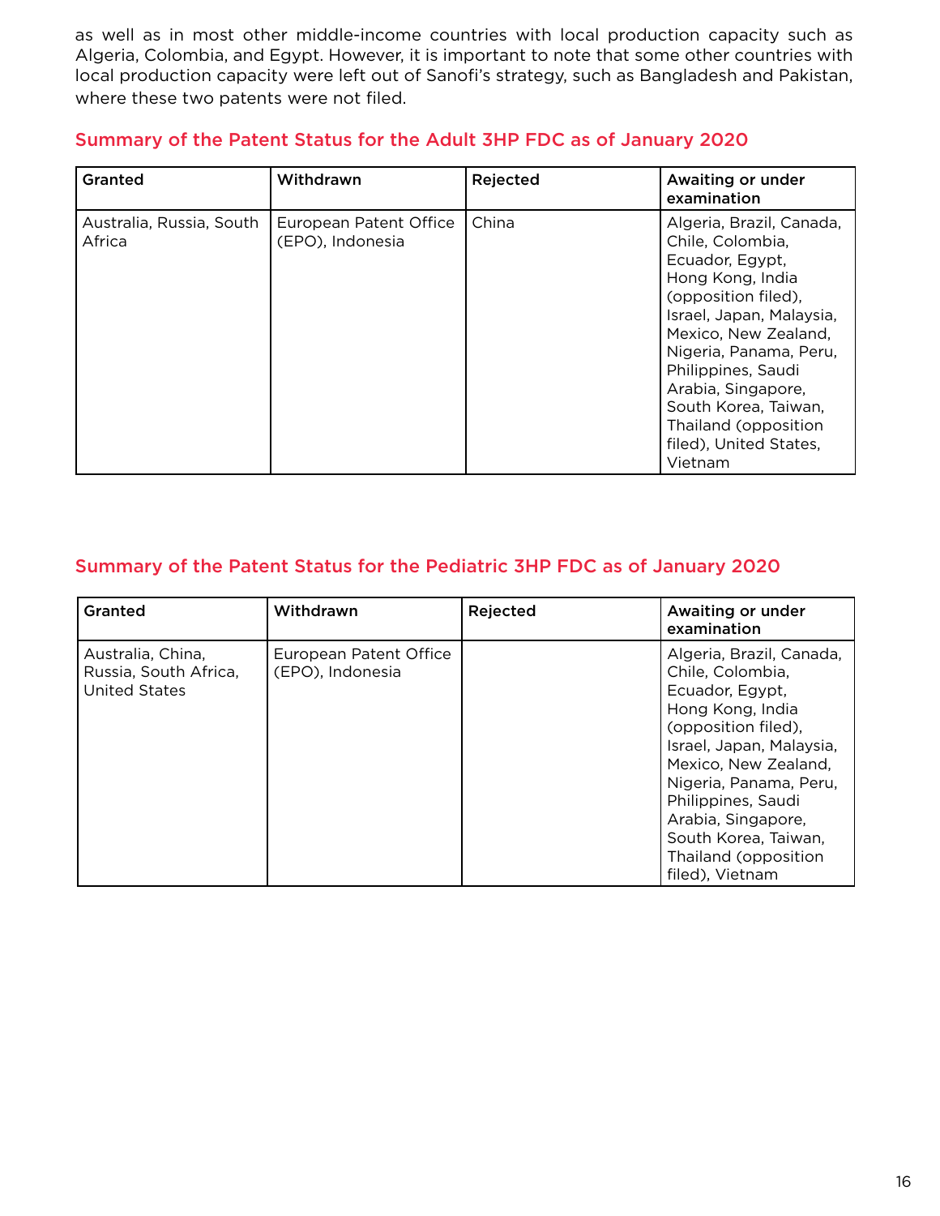as well as in most other middle-income countries with local production capacity such as Algeria, Colombia, and Egypt. However, it is important to note that some other countries with local production capacity were left out of Sanofi's strategy, such as Bangladesh and Pakistan, where these two patents were not filed.

## Summary of the Patent Status for the Adult 3HP FDC as of January 2020

| Granted | Withdrawn | Rejected | Awaiting or under examination |
|---|---|---|---|
| Australia, Russia, South Africa | European Patent Office (EPO), Indonesia | China | Algeria, Brazil, Canada, Chile, Colombia, Ecuador, Egypt, Hong Kong, India (opposition filed), Israel, Japan, Malaysia, Mexico, New Zealand, Nigeria, Panama, Peru, Philippines, Saudi Arabia, Singapore, South Korea, Taiwan, Thailand (opposition filed), United States, Vietnam |

## Summary of the Patent Status for the Pediatric 3HP FDC as of January 2020

| Granted | Withdrawn | Rejected | Awaiting or under examination |
|---|---|---|---|
| Australia, China, Russia, South Africa, United States | European Patent Office (EPO), Indonesia | | Algeria, Brazil, Canada, Chile, Colombia, Ecuador, Egypt, Hong Kong, India (opposition filed), Israel, Japan, Malaysia, Mexico, New Zealand, Nigeria, Panama, Peru, Philippines, Saudi Arabia, Singapore, South Korea, Taiwan, Thailand (opposition filed), Vietnam |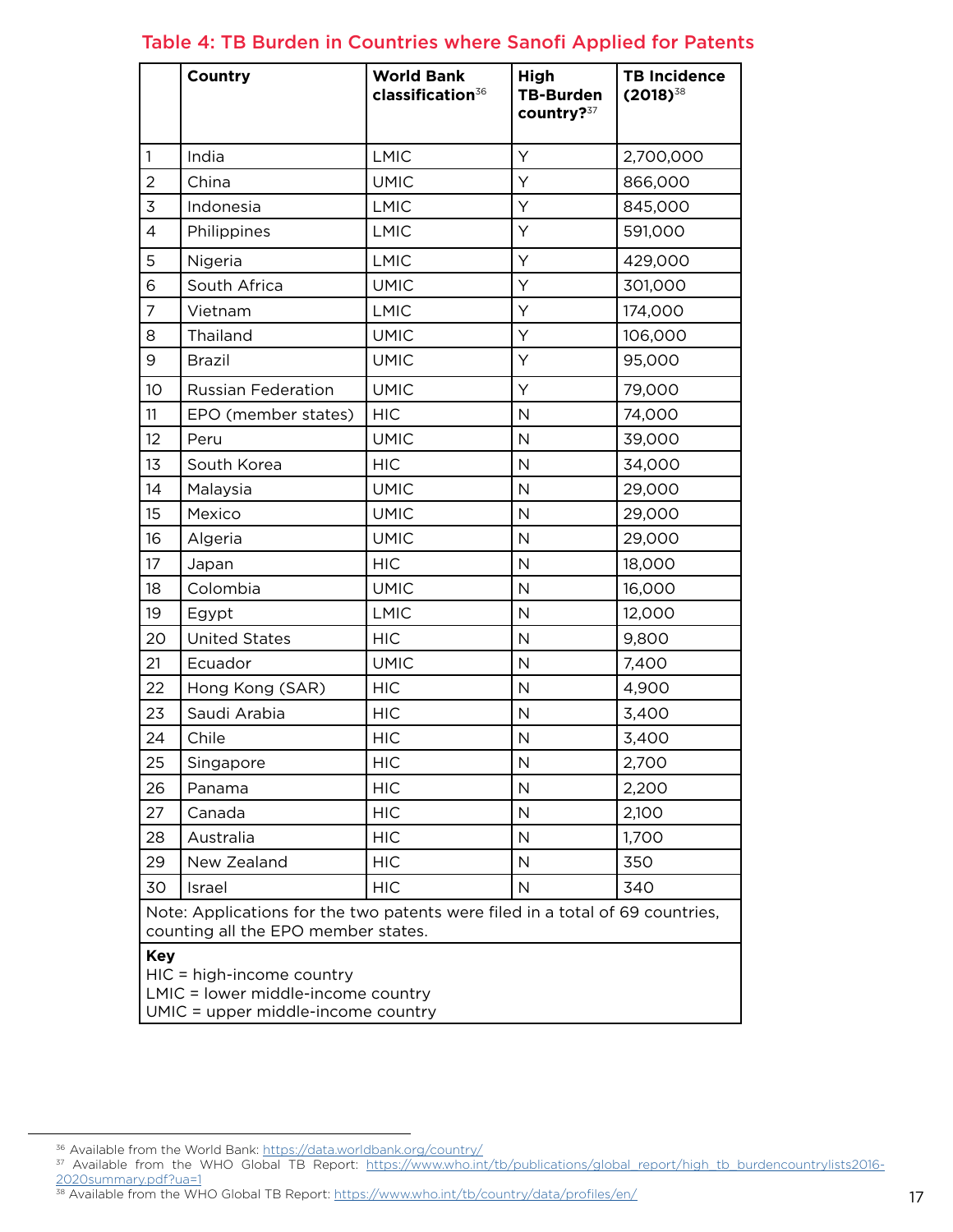## Table 4: TB Burden in Countries where Sanofi Applied for Patents

| | Country | World Bank classification[36] | High TB-Burden country?[37] | TB Incidence (2018)[38] |
|---|---|---|---|---|
| 1 | India | LMIC | Y | 2,700,000 |
| 2 | China | UMIC | Y | 866,000 |
| 3 | Indonesia | LMIC | Y | 845,000 |
| 4 | Philippines | LMIC | Y | 591,000 |
| 5 | Nigeria | LMIC | Y | 429,000 |
| 6 | South Africa | UMIC | Y | 301,000 |
| 7 | Vietnam | LMIC | Y | 174,000 |
| 8 | Thailand | UMIC | Y | 106,000 |
| 9 | Brazil | UMIC | Y | 95,000 |
| 10 | Russian Federation | UMIC | Y | 79,000 |
| 11 | EPO (member states) | HIC | N | 74,000 |
| 12 | Peru | UMIC | N | 39,000 |
| 13 | South Korea | HIC | N | 34,000 |
| 14 | Malaysia | UMIC | N | 29,000 |
| 15 | Mexico | UMIC | N | 29,000 |
| 16 | Algeria | UMIC | N | 29,000 |
| 17 | Japan | HIC | N | 18,000 |
| 18 | Colombia | UMIC | N | 16,000 |
| 19 | Egypt | LMIC | N | 12,000 |
| 20 | United States | HIC | N | 9,800 |
| 21 | Ecuador | UMIC | N | 7,400 |
| 22 | Hong Kong (SAR) | HIC | N | 4,900 |
| 23 | Saudi Arabia | HIC | N | 3,400 |
| 24 | Chile | HIC | N | 3,400 |
| 25 | Singapore | HIC | N | 2,700 |
| 26 | Panama | HIC | N | 2,200 |
| 27 | Canada | HIC | N | 2,100 |
| 28 | Australia | HIC | N | 1,700 |
| 29 | New Zealand | HIC | N | 350 |
| 30 | Israel | HIC | N | 340 |

Note: Applications for the two patents were filed in a total of 69 countries, counting all the EPO member states.

**Key**
HIC = high-income country
LMIC = lower middle-income country
UMIC = upper middle-income country

[36] Available from the World Bank: https://data.worldbank.org/country/

[37] Available from the WHO Global TB Report: https://www.who.int/tb/publications/global_report/high_tb_burdencountrylists2016-2020summary.pdf?ua=1

[38] Available from the WHO Global TB Report: https://www.who.int/tb/country/data/profiles/en/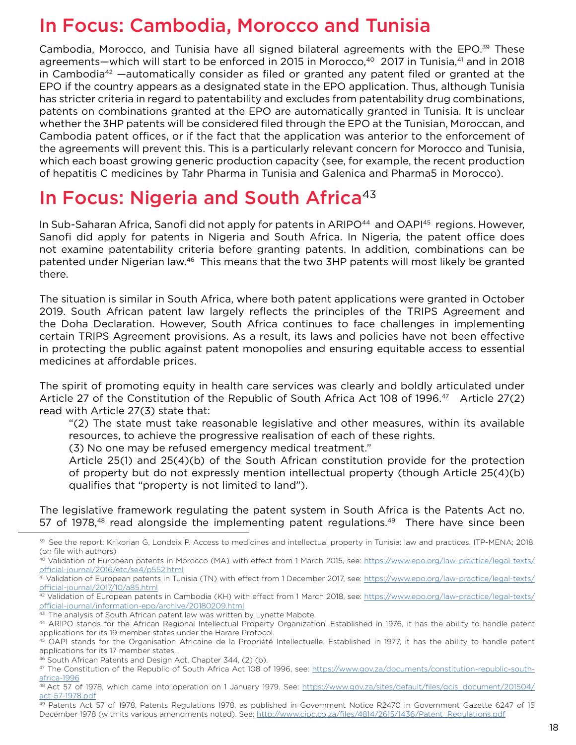## In Focus: Cambodia, Morocco and Tunisia

Cambodia, Morocco, and Tunisia have all signed bilateral agreements with the EPO.[39] These agreements—which will start to be enforced in 2015 in Morocco,[40] 2017 in Tunisia,[41] and in 2018 in Cambodia[42] —automatically consider as filed or granted any patent filed or granted at the EPO if the country appears as a designated state in the EPO application. Thus, although Tunisia has stricter criteria in regard to patentability and excludes from patentability drug combinations, patents on combinations granted at the EPO are automatically granted in Tunisia. It is unclear whether the 3HP patents will be considered filed through the EPO at the Tunisian, Moroccan, and Cambodia patent offices, or if the fact that the application was anterior to the enforcement of the agreements will prevent this. This is a particularly relevant concern for Morocco and Tunisia, which each boast growing generic production capacity (see, for example, the recent production of hepatitis C medicines by Tahr Pharma in Tunisia and Galenica and Pharma5 in Morocco).

## In Focus: Nigeria and South Africa[43]

In Sub-Saharan Africa, Sanofi did not apply for patents in ARIPO[44] and OAPI[45] regions. However, Sanofi did apply for patents in Nigeria and South Africa. In Nigeria, the patent office does not examine patentability criteria before granting patents. In addition, combinations can be patented under Nigerian law.[46] This means that the two 3HP patents will most likely be granted there.

The situation is similar in South Africa, where both patent applications were granted in October 2019. South African patent law largely reflects the principles of the TRIPS Agreement and the Doha Declaration. However, South Africa continues to face challenges in implementing certain TRIPS Agreement provisions. As a result, its laws and policies have not been effective in protecting the public against patent monopolies and ensuring equitable access to essential medicines at affordable prices.

The spirit of promoting equity in health care services was clearly and boldly articulated under Article 27 of the Constitution of the Republic of South Africa Act 108 of 1996.[47] Article 27(2) read with Article 27(3) state that:

> "(2) The state must take reasonable legislative and other measures, within its available resources, to achieve the progressive realisation of each of these rights.
>
> (3) No one may be refused emergency medical treatment."
>
> Article 25(1) and 25(4)(b) of the South African constitution provide for the protection of property but do not expressly mention intellectual property (though Article 25(4)(b) qualifies that "property is not limited to land").

The legislative framework regulating the patent system in South Africa is the Patents Act no. 57 of 1978,[48] read alongside the implementing patent regulations.[49] There have since been

---

[39] See the report: Krikorian G, Londeix P. Access to medicines and intellectual property in Tunisia: law and practices. ITP-MENA; 2018. (on file with authors)

[40] Validation of European patents in Morocco (MA) with effect from 1 March 2015, see: https://www.epo.org/law-practice/legal-texts/official-journal/2016/etc/se4/p552.html

[41] Validation of European patents in Tunisia (TN) with effect from 1 December 2017, see: https://www.epo.org/law-practice/legal-texts/official-journal/2017/10/a85.html

[42] Validation of European patents in Cambodia (KH) with effect from 1 March 2018, see: https://www.epo.org/law-practice/legal-texts/official-journal/information-epo/archive/20180209.html

[43] The analysis of South African patent law was written by Lynette Mabote.

[44] ARIPO stands for the African Regional Intellectual Property Organization. Established in 1976, it has the ability to handle patent applications for its 19 member states under the Harare Protocol.

[45] OAPI stands for the Organisation Africaine de la Propriété Intellectuelle. Established in 1977, it has the ability to handle patent applications for its 17 member states.

[46] South African Patents and Design Act, Chapter 344, (2) (b).

[47] The Constitution of the Republic of South Africa Act 108 of 1996, see: https://www.gov.za/documents/constitution-republic-south-africa-1996

[48] Act 57 of 1978, which came into operation on 1 January 1979. See: https://www.gov.za/sites/default/files/gcis_document/201504/act-57-1978.pdf

[49] Patents Act 57 of 1978, Patents Regulations 1978, as published in Government Notice R2470 in Government Gazette 6247 of 15 December 1978 (with its various amendments noted). See: http://www.cipc.co.za/files/4814/2615/1436/Patent_Regulations.pdf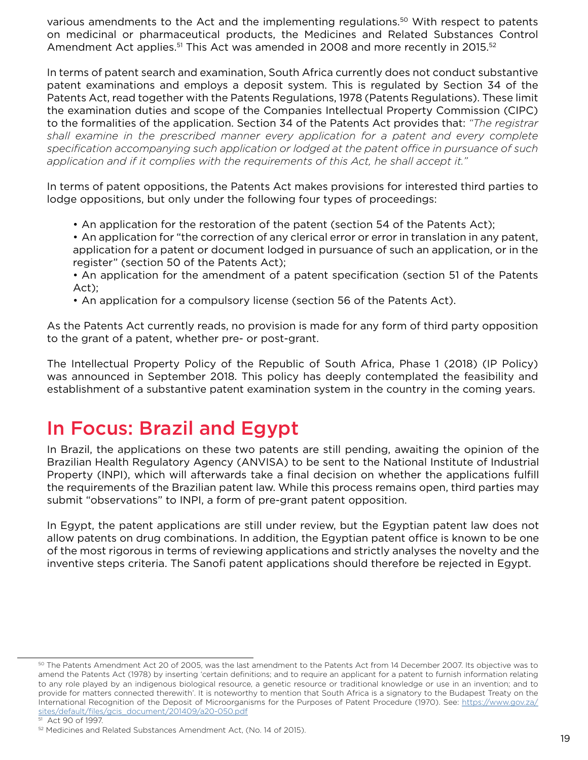various amendments to the Act and the implementing regulations.[50] With respect to patents on medicinal or pharmaceutical products, the Medicines and Related Substances Control Amendment Act applies.[51] This Act was amended in 2008 and more recently in 2015.[52]

In terms of patent search and examination, South Africa currently does not conduct substantive patent examinations and employs a deposit system. This is regulated by Section 34 of the Patents Act, read together with the Patents Regulations, 1978 (Patents Regulations). These limit the examination duties and scope of the Companies Intellectual Property Commission (CIPC) to the formalities of the application. Section 34 of the Patents Act provides that: *"The registrar shall examine in the prescribed manner every application for a patent and every complete specification accompanying such application or lodged at the patent office in pursuance of such application and if it complies with the requirements of this Act, he shall accept it."*

In terms of patent oppositions, the Patents Act makes provisions for interested third parties to lodge oppositions, but only under the following four types of proceedings:

- An application for the restoration of the patent (section 54 of the Patents Act);
- An application for "the correction of any clerical error or error in translation in any patent, application for a patent or document lodged in pursuance of such an application, or in the register" (section 50 of the Patents Act);
- An application for the amendment of a patent specification (section 51 of the Patents Act);
- An application for a compulsory license (section 56 of the Patents Act).

As the Patents Act currently reads, no provision is made for any form of third party opposition to the grant of a patent, whether pre- or post-grant.

The Intellectual Property Policy of the Republic of South Africa, Phase 1 (2018) (IP Policy) was announced in September 2018. This policy has deeply contemplated the feasibility and establishment of a substantive patent examination system in the country in the coming years.

## In Focus: Brazil and Egypt

In Brazil, the applications on these two patents are still pending, awaiting the opinion of the Brazilian Health Regulatory Agency (ANVISA) to be sent to the National Institute of Industrial Property (INPI), which will afterwards take a final decision on whether the applications fulfill the requirements of the Brazilian patent law. While this process remains open, third parties may submit "observations" to INPI, a form of pre-grant patent opposition.

In Egypt, the patent applications are still under review, but the Egyptian patent law does not allow patents on drug combinations. In addition, the Egyptian patent office is known to be one of the most rigorous in terms of reviewing applications and strictly analyses the novelty and the inventive steps criteria. The Sanofi patent applications should therefore be rejected in Egypt.

---

[50] The Patents Amendment Act 20 of 2005, was the last amendment to the Patents Act from 14 December 2007. Its objective was to amend the Patents Act (1978) by inserting 'certain definitions; and to require an applicant for a patent to furnish information relating to any role played by an indigenous biological resource, a genetic resource or traditional knowledge or use in an invention; and to provide for matters connected therewith'. It is noteworthy to mention that South Africa is a signatory to the Budapest Treaty on the International Recognition of the Deposit of Microorganisms for the Purposes of Patent Procedure (1970). See: https://www.gov.za/sites/default/files/gcis_document/201409/a20-050.pdf

[51] Act 90 of 1997.

[52] Medicines and Related Substances Amendment Act, (No. 14 of 2015).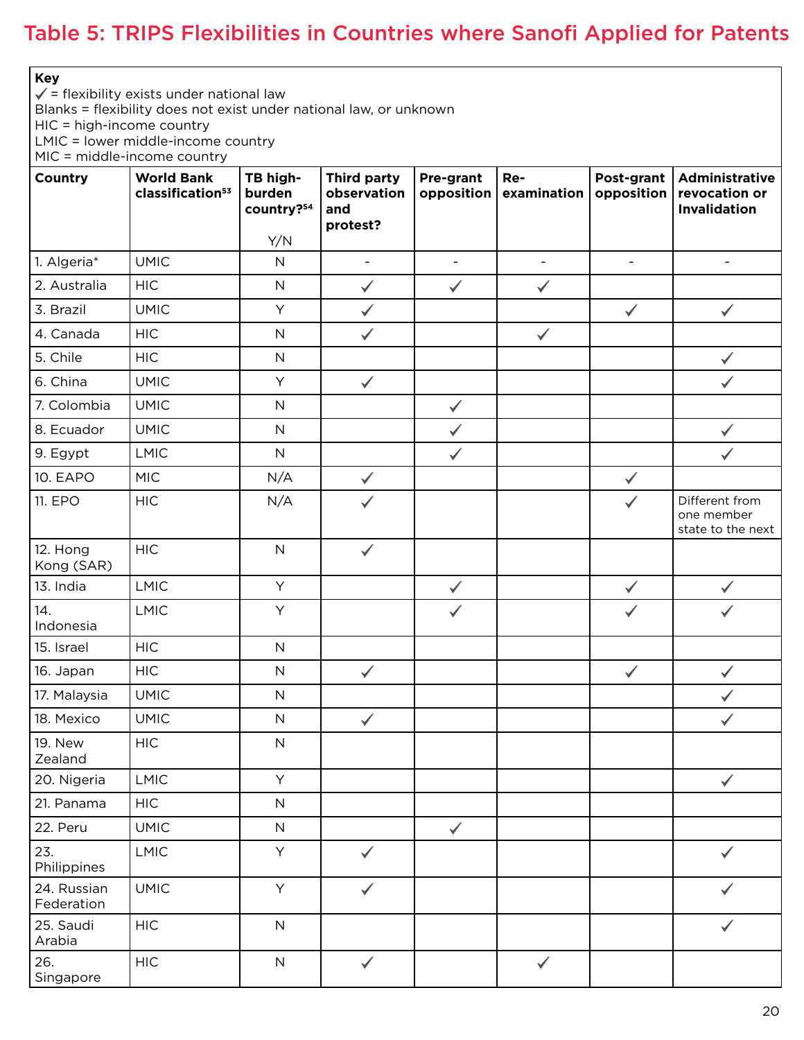## Table 5: TRIPS Flexibilities in Countries where Sanofi Applied for Patents

**Key**
✓ = flexibility exists under national law
Blanks = flexibility does not exist under national law, or unknown
HIC = high-income country
LMIC = lower middle-income country
MIC = middle-income country

| Country | World Bank classification[53] | TB high-burden country?[54] Y/N | Third party observation and protest? | Pre-grant opposition | Re-examination | Post-grant opposition | Administrative revocation or Invalidation |
|---|---|---|---|---|---|---|---|
| 1. Algeria* | UMIC | N | - | - | - | - | - |
| 2. Australia | HIC | N | ✓ | ✓ | ✓ | | |
| 3. Brazil | UMIC | Y | ✓ | | | ✓ | ✓ |
| 4. Canada | HIC | N | ✓ | | ✓ | | |
| 5. Chile | HIC | N | | | | | ✓ |
| 6. China | UMIC | Y | ✓ | | | | ✓ |
| 7. Colombia | UMIC | N | | ✓ | | | |
| 8. Ecuador | UMIC | N | | ✓ | | | ✓ |
| 9. Egypt | LMIC | N | | ✓ | | | ✓ |
| 10. EAPO | MIC | N/A | ✓ | | | ✓ | |
| 11. EPO | HIC | N/A | ✓ | | | ✓ | Different from one member state to the next |
| 12. Hong Kong (SAR) | HIC | N | ✓ | | | | |
| 13. India | LMIC | Y | | ✓ | | ✓ | ✓ |
| 14. Indonesia | LMIC | Y | | ✓ | | ✓ | ✓ |
| 15. Israel | HIC | N | | | | | |
| 16. Japan | HIC | N | ✓ | | | ✓ | ✓ |
| 17. Malaysia | UMIC | N | | | | | ✓ |
| 18. Mexico | UMIC | N | ✓ | | | | ✓ |
| 19. New Zealand | HIC | N | | | | | |
| 20. Nigeria | LMIC | Y | | | | | ✓ |
| 21. Panama | HIC | N | | | | | |
| 22. Peru | UMIC | N | | ✓ | | | |
| 23. Philippines | LMIC | Y | ✓ | | | | ✓ |
| 24. Russian Federation | UMIC | Y | ✓ | | | | ✓ |
| 25. Saudi Arabia | HIC | N | | | | | ✓ |
| 26. Singapore | HIC | N | ✓ | | ✓ | | |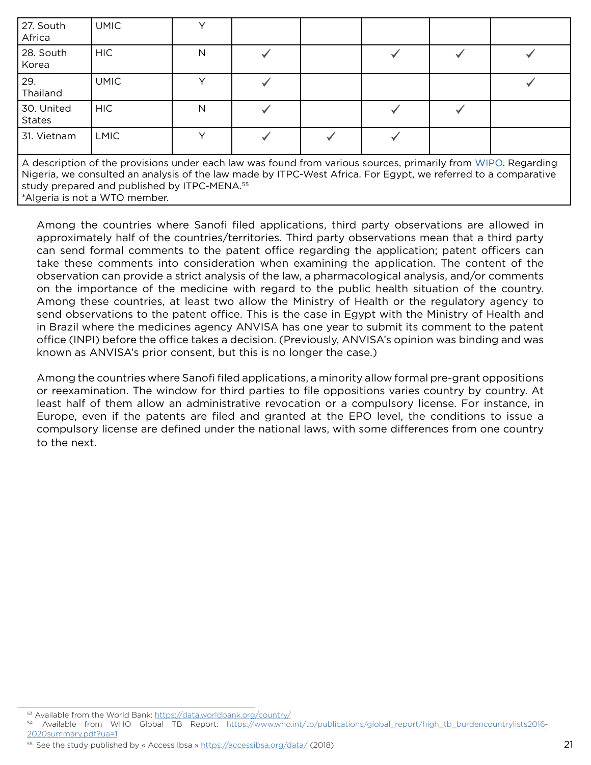| 27. South Africa | UMIC | Y | | | | | |
|---|---|---|---|---|---|---|---|
| 28. South Korea | HIC | N | ✓ | | ✓ | ✓ | ✓ |
| 29. Thailand | UMIC | Y | ✓ | | | | ✓ |
| 30. United States | HIC | N | ✓ | | ✓ | ✓ | |
| 31. Vietnam | LMIC | Y | ✓ | ✓ | ✓ | | |

A description of the provisions under each law was found from various sources, primarily from WIPO. Regarding Nigeria, we consulted an analysis of the law made by ITPC-West Africa. For Egypt, we referred to a comparative study prepared and published by ITPC-MENA.[55]
*Algeria is not a WTO member.

Among the countries where Sanofi filed applications, third party observations are allowed in approximately half of the countries/territories. Third party observations mean that a third party can send formal comments to the patent office regarding the application; patent officers can take these comments into consideration when examining the application. The content of the observation can provide a strict analysis of the law, a pharmacological analysis, and/or comments on the importance of the medicine with regard to the public health situation of the country. Among these countries, at least two allow the Ministry of Health or the regulatory agency to send observations to the patent office. This is the case in Egypt with the Ministry of Health and in Brazil where the medicines agency ANVISA has one year to submit its comment to the patent office (INPI) before the office takes a decision. (Previously, ANVISA's opinion was binding and was known as ANVISA's prior consent, but this is no longer the case.)

Among the countries where Sanofi filed applications, a minority allow formal pre-grant oppositions or reexamination. The window for third parties to file oppositions varies country by country. At least half of them allow an administrative revocation or a compulsory license. For instance, in Europe, even if the patents are filed and granted at the EPO level, the conditions to issue a compulsory license are defined under the national laws, with some differences from one country to the next.

[53] Available from the World Bank: https://data.worldbank.org/country/

[54] Available from WHO Global TB Report: https://www.who.int/tb/publications/global_report/high_tb_burdencountrylists2016-2020summary.pdf?ua=1

[55] See the study published by « Access Ibsa » https://accessibsa.org/data/ (2018)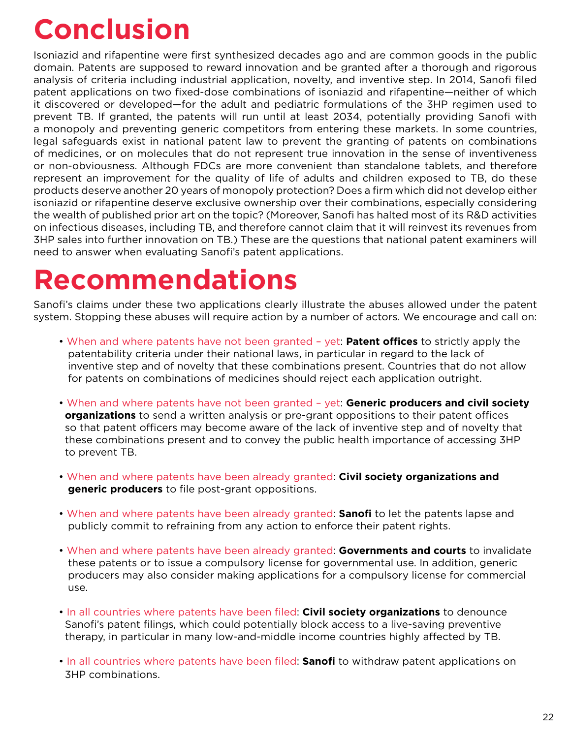# Conclusion

Isoniazid and rifapentine were first synthesized decades ago and are common goods in the public domain. Patents are supposed to reward innovation and be granted after a thorough and rigorous analysis of criteria including industrial application, novelty, and inventive step. In 2014, Sanofi filed patent applications on two fixed-dose combinations of isoniazid and rifapentine—neither of which it discovered or developed—for the adult and pediatric formulations of the 3HP regimen used to prevent TB. If granted, the patents will run until at least 2034, potentially providing Sanofi with a monopoly and preventing generic competitors from entering these markets. In some countries, legal safeguards exist in national patent law to prevent the granting of patents on combinations of medicines, or on molecules that do not represent true innovation in the sense of inventiveness or non-obviousness. Although FDCs are more convenient than standalone tablets, and therefore represent an improvement for the quality of life of adults and children exposed to TB, do these products deserve another 20 years of monopoly protection? Does a firm which did not develop either isoniazid or rifapentine deserve exclusive ownership over their combinations, especially considering the wealth of published prior art on the topic? (Moreover, Sanofi has halted most of its R&D activities on infectious diseases, including TB, and therefore cannot claim that it will reinvest its revenues from 3HP sales into further innovation on TB.) These are the questions that national patent examiners will need to answer when evaluating Sanofi's patent applications.

# Recommendations

Sanofi's claims under these two applications clearly illustrate the abuses allowed under the patent system. Stopping these abuses will require action by a number of actors. We encourage and call on:

- When and where patents have not been granted – yet: **Patent offices** to strictly apply the patentability criteria under their national laws, in particular in regard to the lack of inventive step and of novelty that these combinations present. Countries that do not allow for patents on combinations of medicines should reject each application outright.
- When and where patents have not been granted – yet: **Generic producers and civil society organizations** to send a written analysis or pre-grant oppositions to their patent offices so that patent officers may become aware of the lack of inventive step and of novelty that these combinations present and to convey the public health importance of accessing 3HP to prevent TB.
- When and where patents have been already granted: **Civil society organizations and generic producers** to file post-grant oppositions.
- When and where patents have been already granted: **Sanofi** to let the patents lapse and publicly commit to refraining from any action to enforce their patent rights.
- When and where patents have been already granted: **Governments and courts** to invalidate these patents or to issue a compulsory license for governmental use. In addition, generic producers may also consider making applications for a compulsory license for commercial use.
- In all countries where patents have been filed: **Civil society organizations** to denounce Sanofi's patent filings, which could potentially block access to a live-saving preventive therapy, in particular in many low-and-middle income countries highly affected by TB.
- In all countries where patents have been filed: **Sanofi** to withdraw patent applications on 3HP combinations.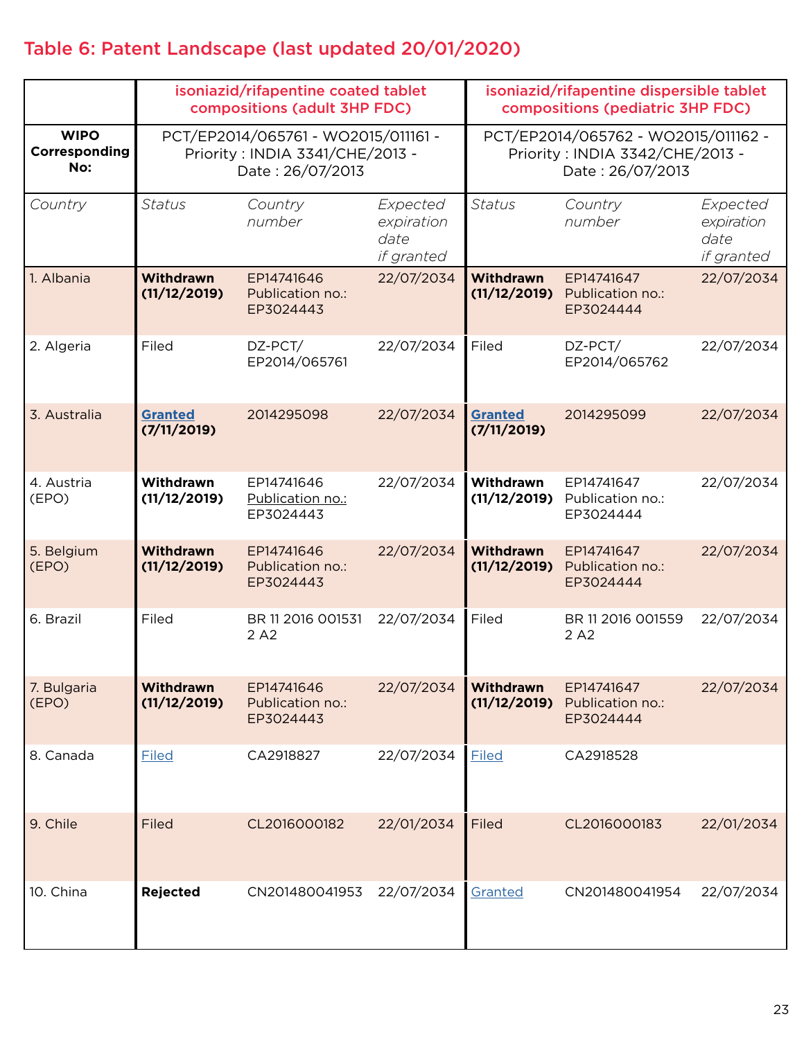## Table 6: Patent Landscape (last updated 20/01/2020)

| | isoniazid/rifapentine coated tablet compositions (adult 3HP FDC) | | | isoniazid/rifapentine dispersible tablet compositions (pediatric 3HP FDC) | | |
|---|---|---|---|---|---|---|
| **WIPO Corresponding No:** | PCT/EP2014/065761 - WO2015/011161 - Priority : INDIA 3341/CHE/2013 - Date : 26/07/2013 | | | PCT/EP2014/065762 - WO2015/011162 - Priority : INDIA 3342/CHE/2013 - Date : 26/07/2013 | | |
| *Country* | *Status* | *Country number* | *Expected expiration date if granted* | *Status* | *Country number* | *Expected expiration date if granted* |
| 1. Albania | **Withdrawn (11/12/2019)** | EP14741646 Publication no.: EP3024443 | 22/07/2034 | **Withdrawn (11/12/2019)** | EP14741647 Publication no.: EP3024444 | 22/07/2034 |
| 2. Algeria | Filed | DZ-PCT/ EP2014/065761 | 22/07/2034 | Filed | DZ-PCT/ EP2014/065762 | 22/07/2034 |
| 3. Australia | **Granted (7/11/2019)** | 2014295098 | 22/07/2034 | **Granted (7/11/2019)** | 2014295099 | 22/07/2034 |
| 4. Austria (EPO) | **Withdrawn (11/12/2019)** | EP14741646 Publication no.: EP3024443 | 22/07/2034 | **Withdrawn (11/12/2019)** | EP14741647 Publication no.: EP3024444 | 22/07/2034 |
| 5. Belgium (EPO) | **Withdrawn (11/12/2019)** | EP14741646 Publication no.: EP3024443 | 22/07/2034 | **Withdrawn (11/12/2019)** | EP14741647 Publication no.: EP3024444 | 22/07/2034 |
| 6. Brazil | Filed | BR 11 2016 001531 2 A2 | 22/07/2034 | Filed | BR 11 2016 001559 2 A2 | 22/07/2034 |
| 7. Bulgaria (EPO) | **Withdrawn (11/12/2019)** | EP14741646 Publication no.: EP3024443 | 22/07/2034 | **Withdrawn (11/12/2019)** | EP14741647 Publication no.: EP3024444 | 22/07/2034 |
| 8. Canada | Filed | CA2918827 | 22/07/2034 | Filed | CA2918528 | |
| 9. Chile | Filed | CL2016000182 | 22/01/2034 | Filed | CL2016000183 | 22/01/2034 |
| 10. China | **Rejected** | CN201480041953 | 22/07/2034 | Granted | CN201480041954 | 22/07/2034 |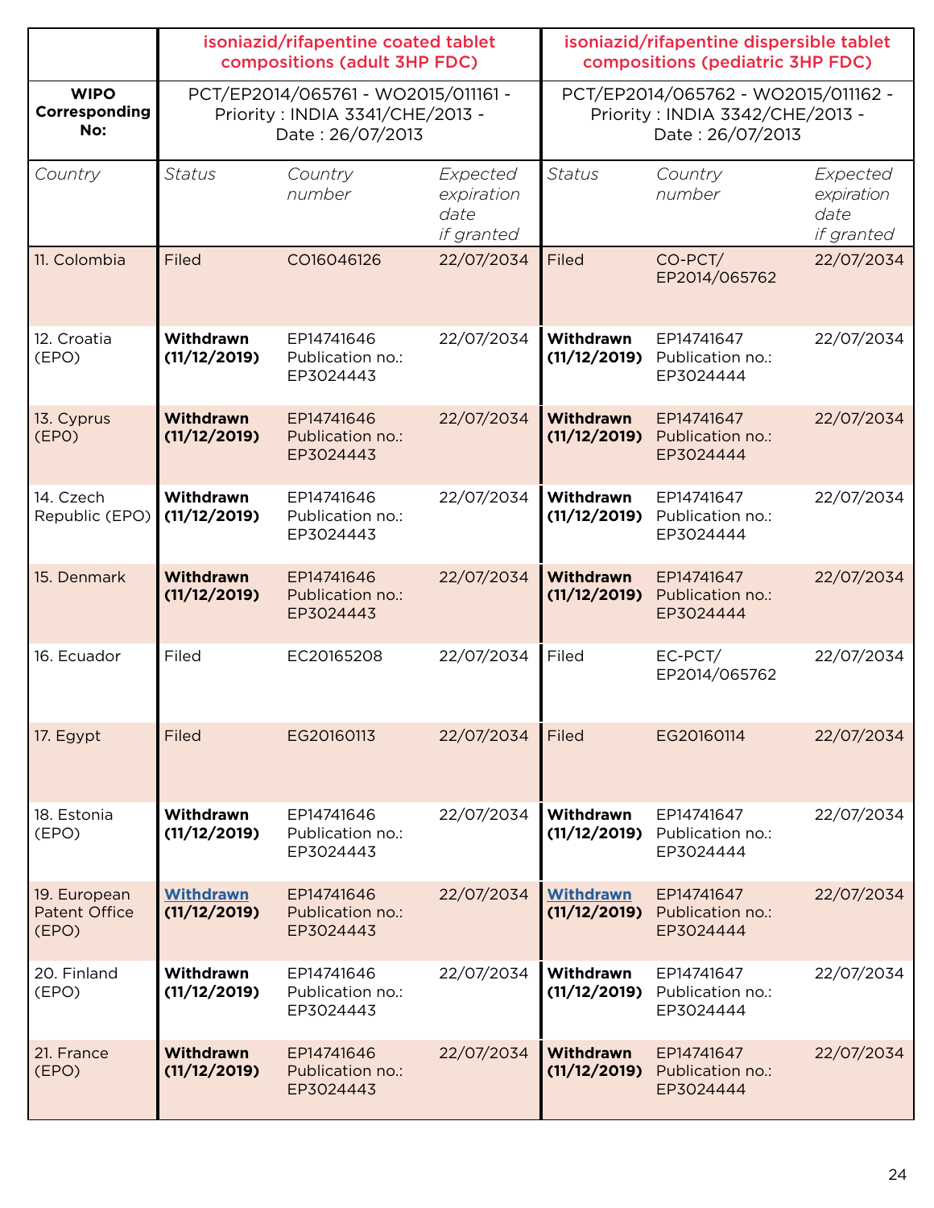| | isoniazid/rifapentine coated tablet compositions (adult 3HP FDC) | | | isoniazid/rifapentine dispersible tablet compositions (pediatric 3HP FDC) | | |
|---|---|---|---|---|---|---|
| **WIPO Corresponding No:** | PCT/EP2014/065761 - WO2015/011161 - Priority : INDIA 3341/CHE/2013 - Date : 26/07/2013 | | | PCT/EP2014/065762 - WO2015/011162 - Priority : INDIA 3342/CHE/2013 - Date : 26/07/2013 | | |
| *Country* | *Status* | *Country number* | *Expected expiration date if granted* | *Status* | *Country number* | *Expected expiration date if granted* |
| 11. Colombia | Filed | CO16046126 | 22/07/2034 | Filed | CO-PCT/ EP2014/065762 | 22/07/2034 |
| 12. Croatia (EPO) | **Withdrawn (11/12/2019)** | EP14741646 Publication no.: EP3024443 | 22/07/2034 | **Withdrawn (11/12/2019)** | EP14741647 Publication no.: EP3024444 | 22/07/2034 |
| 13. Cyprus (EP0) | **Withdrawn (11/12/2019)** | EP14741646 Publication no.: EP3024443 | 22/07/2034 | **Withdrawn (11/12/2019)** | EP14741647 Publication no.: EP3024444 | 22/07/2034 |
| 14. Czech Republic (EPO) | **Withdrawn (11/12/2019)** | EP14741646 Publication no.: EP3024443 | 22/07/2034 | **Withdrawn (11/12/2019)** | EP14741647 Publication no.: EP3024444 | 22/07/2034 |
| 15. Denmark | **Withdrawn (11/12/2019)** | EP14741646 Publication no.: EP3024443 | 22/07/2034 | **Withdrawn (11/12/2019)** | EP14741647 Publication no.: EP3024444 | 22/07/2034 |
| 16. Ecuador | Filed | EC20165208 | 22/07/2034 | Filed | EC-PCT/ EP2014/065762 | 22/07/2034 |
| 17. Egypt | Filed | EG20160113 | 22/07/2034 | Filed | EG20160114 | 22/07/2034 |
| 18. Estonia (EPO) | **Withdrawn (11/12/2019)** | EP14741646 Publication no.: EP3024443 | 22/07/2034 | **Withdrawn (11/12/2019)** | EP14741647 Publication no.: EP3024444 | 22/07/2034 |
| 19. European Patent Office (EPO) | **Withdrawn (11/12/2019)** | EP14741646 Publication no.: EP3024443 | 22/07/2034 | **Withdrawn (11/12/2019)** | EP14741647 Publication no.: EP3024444 | 22/07/2034 |
| 20. Finland (EPO) | **Withdrawn (11/12/2019)** | EP14741646 Publication no.: EP3024443 | 22/07/2034 | **Withdrawn (11/12/2019)** | EP14741647 Publication no.: EP3024444 | 22/07/2034 |
| 21. France (EPO) | **Withdrawn (11/12/2019)** | EP14741646 Publication no.: EP3024443 | 22/07/2034 | **Withdrawn (11/12/2019)** | EP14741647 Publication no.: EP3024444 | 22/07/2034 |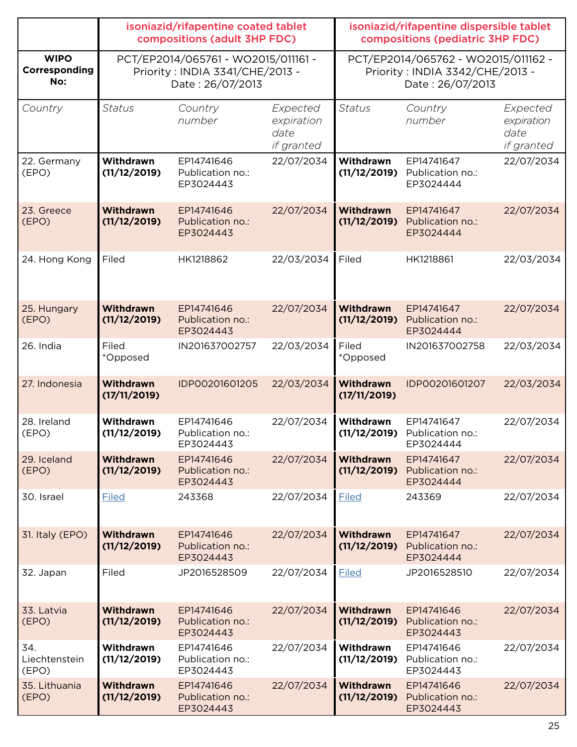| | isoniazid/rifapentine coated tablet compositions (adult 3HP FDC) | | | isoniazid/rifapentine dispersible tablet compositions (pediatric 3HP FDC) | | |
|---|---|---|---|---|---|---|
| **WIPO Corresponding No:** | PCT/EP2014/065761 - WO2015/011161 - Priority : INDIA 3341/CHE/2013 - Date : 26/07/2013 | | | PCT/EP2014/065762 - WO2015/011162 - Priority : INDIA 3342/CHE/2013 - Date : 26/07/2013 | | |
| *Country* | *Status* | *Country number* | *Expected expiration date if granted* | *Status* | *Country number* | *Expected expiration date if granted* |
| 22. Germany (EPO) | **Withdrawn (11/12/2019)** | EP14741646 Publication no.: EP3024443 | 22/07/2034 | **Withdrawn (11/12/2019)** | EP14741647 Publication no.: EP3024444 | 22/07/2034 |
| 23. Greece (EPO) | **Withdrawn (11/12/2019)** | EP14741646 Publication no.: EP3024443 | 22/07/2034 | **Withdrawn (11/12/2019)** | EP14741647 Publication no.: EP3024444 | 22/07/2034 |
| 24. Hong Kong | Filed | HK1218862 | 22/03/2034 | Filed | HK1218861 | 22/03/2034 |
| 25. Hungary (EPO) | **Withdrawn (11/12/2019)** | EP14741646 Publication no.: EP3024443 | 22/07/2034 | **Withdrawn (11/12/2019)** | EP14741647 Publication no.: EP3024444 | 22/07/2034 |
| 26. India | Filed *Opposed | IN201637002757 | 22/03/2034 | Filed *Opposed | IN201637002758 | 22/03/2034 |
| 27. Indonesia | **Withdrawn (17/11/2019)** | IDP00201601205 | 22/03/2034 | **Withdrawn (17/11/2019)** | IDP00201601207 | 22/03/2034 |
| 28. Ireland (EPO) | **Withdrawn (11/12/2019)** | EP14741646 Publication no.: EP3024443 | 22/07/2034 | **Withdrawn (11/12/2019)** | EP14741647 Publication no.: EP3024444 | 22/07/2034 |
| 29. Iceland (EPO) | **Withdrawn (11/12/2019)** | EP14741646 Publication no.: EP3024443 | 22/07/2034 | **Withdrawn (11/12/2019)** | EP14741647 Publication no.: EP3024444 | 22/07/2034 |
| 30. Israel | Filed | 243368 | 22/07/2034 | Filed | 243369 | 22/07/2034 |
| 31. Italy (EPO) | **Withdrawn (11/12/2019)** | EP14741646 Publication no.: EP3024443 | 22/07/2034 | **Withdrawn (11/12/2019)** | EP14741647 Publication no.: EP3024444 | 22/07/2034 |
| 32. Japan | Filed | JP2016528509 | 22/07/2034 | Filed | JP2016528510 | 22/07/2034 |
| 33. Latvia (EPO) | **Withdrawn (11/12/2019)** | EP14741646 Publication no.: EP3024443 | 22/07/2034 | **Withdrawn (11/12/2019)** | EP14741646 Publication no.: EP3024443 | 22/07/2034 |
| 34. Liechtenstein (EPO) | **Withdrawn (11/12/2019)** | EP14741646 Publication no.: EP3024443 | 22/07/2034 | **Withdrawn (11/12/2019)** | EP14741646 Publication no.: EP3024443 | 22/07/2034 |
| 35. Lithuania (EPO) | **Withdrawn (11/12/2019)** | EP14741646 Publication no.: EP3024443 | 22/07/2034 | **Withdrawn (11/12/2019)** | EP14741646 Publication no.: EP3024443 | 22/07/2034 |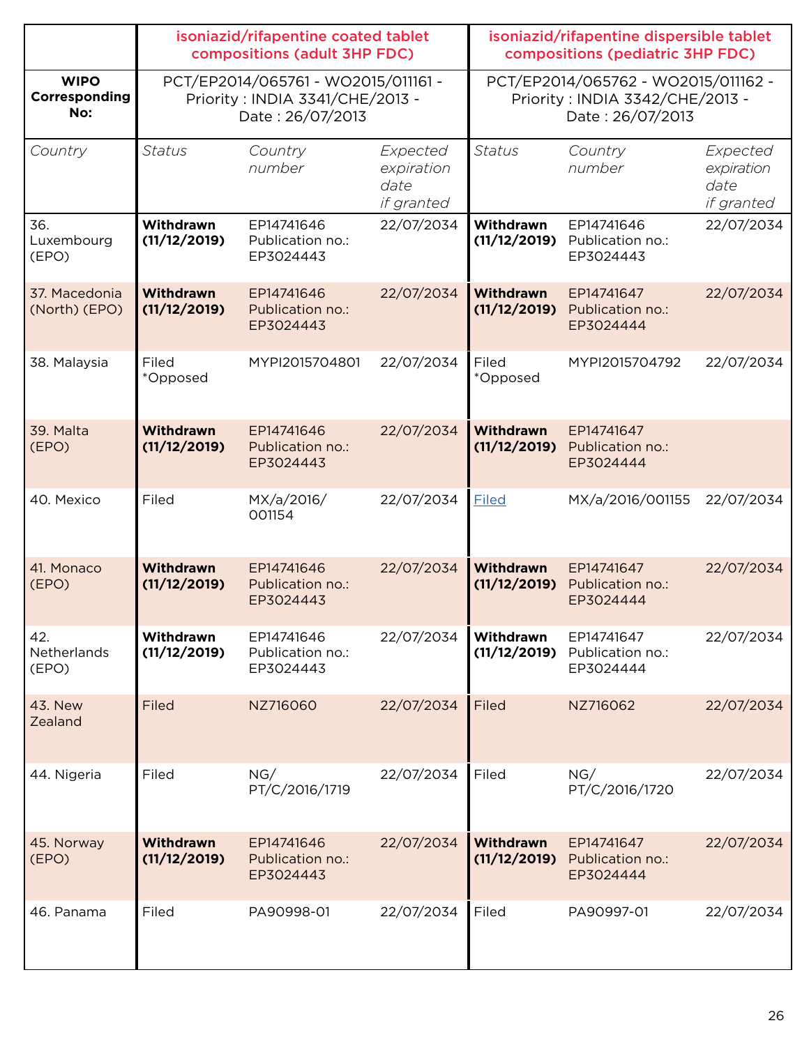| | isoniazid/rifapentine coated tablet compositions (adult 3HP FDC) | | | isoniazid/rifapentine dispersible tablet compositions (pediatric 3HP FDC) | | |
|---|---|---|---|---|---|---|
| **WIPO Corresponding No:** | PCT/EP2014/065761 - WO2015/011161 - Priority : INDIA 3341/CHE/2013 - Date : 26/07/2013 | | | PCT/EP2014/065762 - WO2015/011162 - Priority : INDIA 3342/CHE/2013 - Date : 26/07/2013 | | |
| *Country* | *Status* | *Country number* | *Expected expiration date if granted* | *Status* | *Country number* | *Expected expiration date if granted* |
| 36. Luxembourg (EPO) | **Withdrawn (11/12/2019)** | EP14741646 Publication no.: EP3024443 | 22/07/2034 | **Withdrawn (11/12/2019)** | EP14741646 Publication no.: EP3024443 | 22/07/2034 |
| 37. Macedonia (North) (EPO) | **Withdrawn (11/12/2019)** | EP14741646 Publication no.: EP3024443 | 22/07/2034 | **Withdrawn (11/12/2019)** | EP14741647 Publication no.: EP3024444 | 22/07/2034 |
| 38. Malaysia | Filed *Opposed | MYPI2015704801 | 22/07/2034 | Filed *Opposed | MYPI2015704792 | 22/07/2034 |
| 39. Malta (EPO) | **Withdrawn (11/12/2019)** | EP14741646 Publication no.: EP3024443 | 22/07/2034 | **Withdrawn (11/12/2019)** | EP14741647 Publication no.: EP3024444 | |
| 40. Mexico | Filed | MX/a/2016/ 001154 | 22/07/2034 | Filed | MX/a/2016/001155 | 22/07/2034 |
| 41. Monaco (EPO) | **Withdrawn (11/12/2019)** | EP14741646 Publication no.: EP3024443 | 22/07/2034 | **Withdrawn (11/12/2019)** | EP14741647 Publication no.: EP3024444 | 22/07/2034 |
| 42. Netherlands (EPO) | **Withdrawn (11/12/2019)** | EP14741646 Publication no.: EP3024443 | 22/07/2034 | **Withdrawn (11/12/2019)** | EP14741647 Publication no.: EP3024444 | 22/07/2034 |
| 43. New Zealand | Filed | NZ716060 | 22/07/2034 | Filed | NZ716062 | 22/07/2034 |
| 44. Nigeria | Filed | NG/ PT/C/2016/1719 | 22/07/2034 | Filed | NG/ PT/C/2016/1720 | 22/07/2034 |
| 45. Norway (EPO) | **Withdrawn (11/12/2019)** | EP14741646 Publication no.: EP3024443 | 22/07/2034 | **Withdrawn (11/12/2019)** | EP14741647 Publication no.: EP3024444 | 22/07/2034 |
| 46. Panama | Filed | PA90998-01 | 22/07/2034 | Filed | PA90997-01 | 22/07/2034 |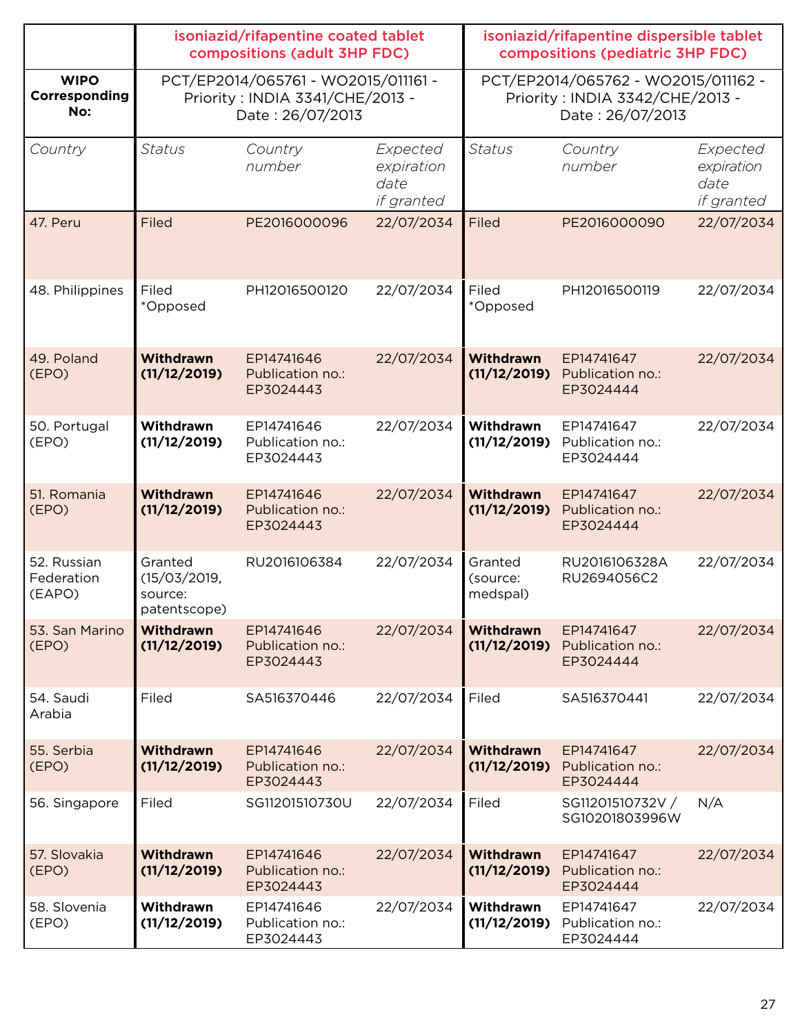| | isoniazid/rifapentine coated tablet compositions (adult 3HP FDC) | | | isoniazid/rifapentine dispersible tablet compositions (pediatric 3HP FDC) | | |
|---|---|---|---|---|---|---|
| **WIPO Corresponding No:** | PCT/EP2014/065761 - WO2015/011161 - Priority : INDIA 3341/CHE/2013 - Date : 26/07/2013 | | | PCT/EP2014/065762 - WO2015/011162 - Priority : INDIA 3342/CHE/2013 - Date : 26/07/2013 | | |
| *Country* | *Status* | *Country number* | *Expected expiration date if granted* | *Status* | *Country number* | *Expected expiration date if granted* |
| 47. Peru | Filed | PE2016000096 | 22/07/2034 | Filed | PE2016000090 | 22/07/2034 |
| 48. Philippines | Filed *Opposed | PH12016500120 | 22/07/2034 | Filed *Opposed | PH12016500119 | 22/07/2034 |
| 49. Poland (EPO) | **Withdrawn (11/12/2019)** | EP14741646 Publication no.: EP3024443 | 22/07/2034 | **Withdrawn (11/12/2019)** | EP14741647 Publication no.: EP3024444 | 22/07/2034 |
| 50. Portugal (EPO) | **Withdrawn (11/12/2019)** | EP14741646 Publication no.: EP3024443 | 22/07/2034 | **Withdrawn (11/12/2019)** | EP14741647 Publication no.: EP3024444 | 22/07/2034 |
| 51. Romania (EPO) | **Withdrawn (11/12/2019)** | EP14741646 Publication no.: EP3024443 | 22/07/2034 | **Withdrawn (11/12/2019)** | EP14741647 Publication no.: EP3024444 | 22/07/2034 |
| 52. Russian Federation (EAPO) | Granted (15/03/2019, source: patentscope) | RU2016106384 | 22/07/2034 | Granted (source: medspal) | RU2016106328A RU2694056C2 | 22/07/2034 |
| 53. San Marino (EPO) | **Withdrawn (11/12/2019)** | EP14741646 Publication no.: EP3024443 | 22/07/2034 | **Withdrawn (11/12/2019)** | EP14741647 Publication no.: EP3024444 | 22/07/2034 |
| 54. Saudi Arabia | Filed | SA516370446 | 22/07/2034 | Filed | SA516370441 | 22/07/2034 |
| 55. Serbia (EPO) | **Withdrawn (11/12/2019)** | EP14741646 Publication no.: EP3024443 | 22/07/2034 | **Withdrawn (11/12/2019)** | EP14741647 Publication no.: EP3024444 | 22/07/2034 |
| 56. Singapore | Filed | SG11201510730U | 22/07/2034 | Filed | SG11201510732V / SG10201803996W | N/A |
| 57. Slovakia (EPO) | **Withdrawn (11/12/2019)** | EP14741646 Publication no.: EP3024443 | 22/07/2034 | **Withdrawn (11/12/2019)** | EP14741647 Publication no.: EP3024444 | 22/07/2034 |
| 58. Slovenia (EPO) | **Withdrawn (11/12/2019)** | EP14741646 Publication no.: EP3024443 | 22/07/2034 | **Withdrawn (11/12/2019)** | EP14741647 Publication no.: EP3024444 | 22/07/2034 |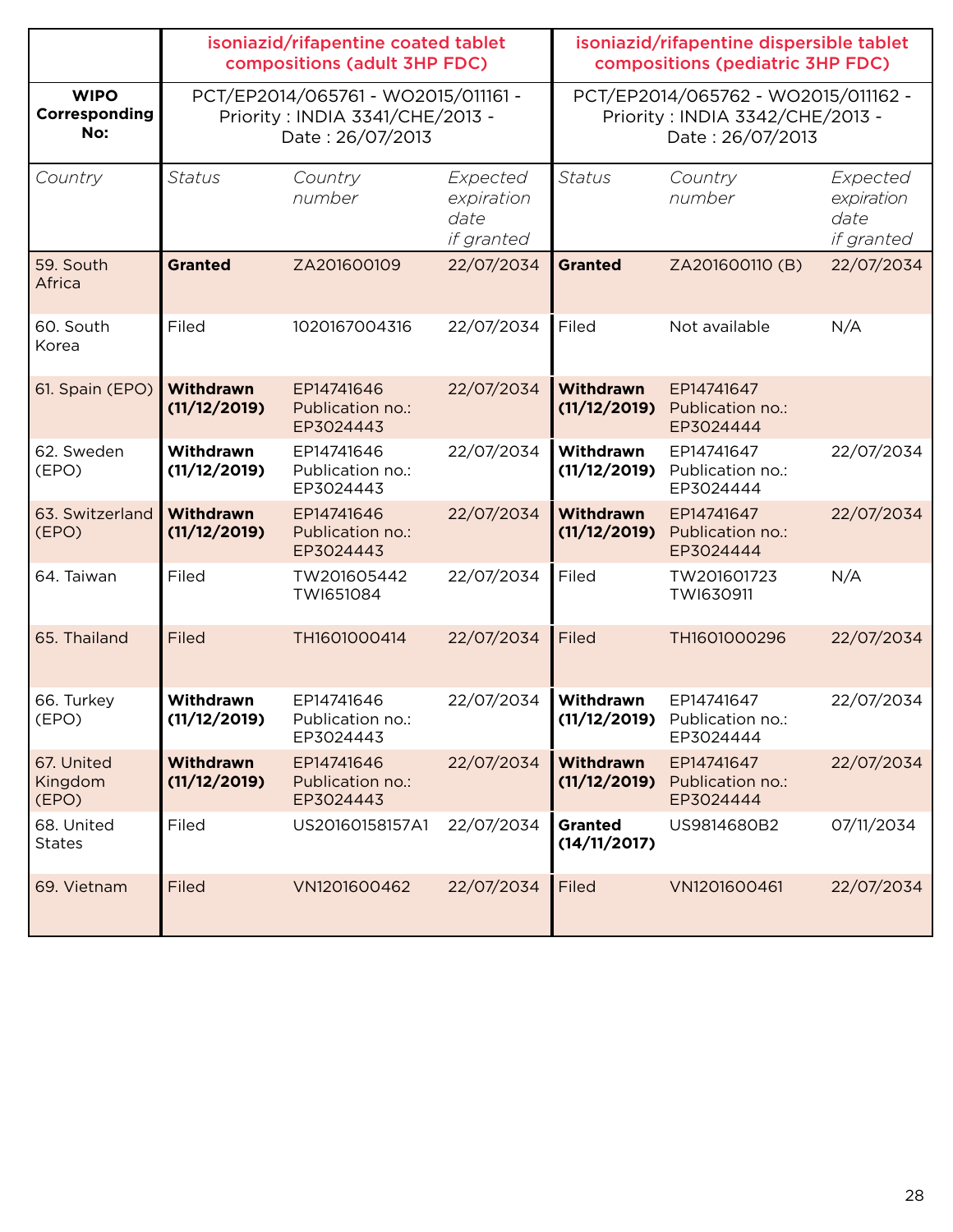| | **isoniazid/rifapentine coated tablet compositions (adult 3HP FDC)** | | | **isoniazid/rifapentine dispersible tablet compositions (pediatric 3HP FDC)** | | |
|---|---|---|---|---|---|---|
| **WIPO Corresponding No:** | PCT/EP2014/065761 - WO2015/011161 - Priority : INDIA 3341/CHE/2013 - Date : 26/07/2013 | | | PCT/EP2014/065762 - WO2015/011162 - Priority : INDIA 3342/CHE/2013 - Date : 26/07/2013 | | |
| *Country* | *Status* | *Country number* | *Expected expiration date if granted* | *Status* | *Country number* | *Expected expiration date if granted* |
| 59. South Africa | **Granted** | ZA201600109 | 22/07/2034 | **Granted** | ZA201600110 (B) | 22/07/2034 |
| 60. South Korea | Filed | 1020167004316 | 22/07/2034 | Filed | Not available | N/A |
| 61. Spain (EPO) | **Withdrawn (11/12/2019)** | EP14741646 Publication no.: EP3024443 | 22/07/2034 | **Withdrawn (11/12/2019)** | EP14741647 Publication no.: EP3024444 | |
| 62. Sweden (EPO) | **Withdrawn (11/12/2019)** | EP14741646 Publication no.: EP3024443 | 22/07/2034 | **Withdrawn (11/12/2019)** | EP14741647 Publication no.: EP3024444 | 22/07/2034 |
| 63. Switzerland (EPO) | **Withdrawn (11/12/2019)** | EP14741646 Publication no.: EP3024443 | 22/07/2034 | **Withdrawn (11/12/2019)** | EP14741647 Publication no.: EP3024444 | 22/07/2034 |
| 64. Taiwan | Filed | TW201605442 TWI651084 | 22/07/2034 | Filed | TW201601723 TWI630911 | N/A |
| 65. Thailand | Filed | TH1601000414 | 22/07/2034 | Filed | TH1601000296 | 22/07/2034 |
| 66. Turkey (EPO) | **Withdrawn (11/12/2019)** | EP14741646 Publication no.: EP3024443 | 22/07/2034 | **Withdrawn (11/12/2019)** | EP14741647 Publication no.: EP3024444 | 22/07/2034 |
| 67. United Kingdom (EPO) | **Withdrawn (11/12/2019)** | EP14741646 Publication no.: EP3024443 | 22/07/2034 | **Withdrawn (11/12/2019)** | EP14741647 Publication no.: EP3024444 | 22/07/2034 |
| 68. United States | Filed | US20160158157A1 | 22/07/2034 | **Granted (14/11/2017)** | US9814680B2 | 07/11/2034 |
| 69. Vietnam | Filed | VN1201600462 | 22/07/2034 | Filed | VN1201600461 | 22/07/2034 |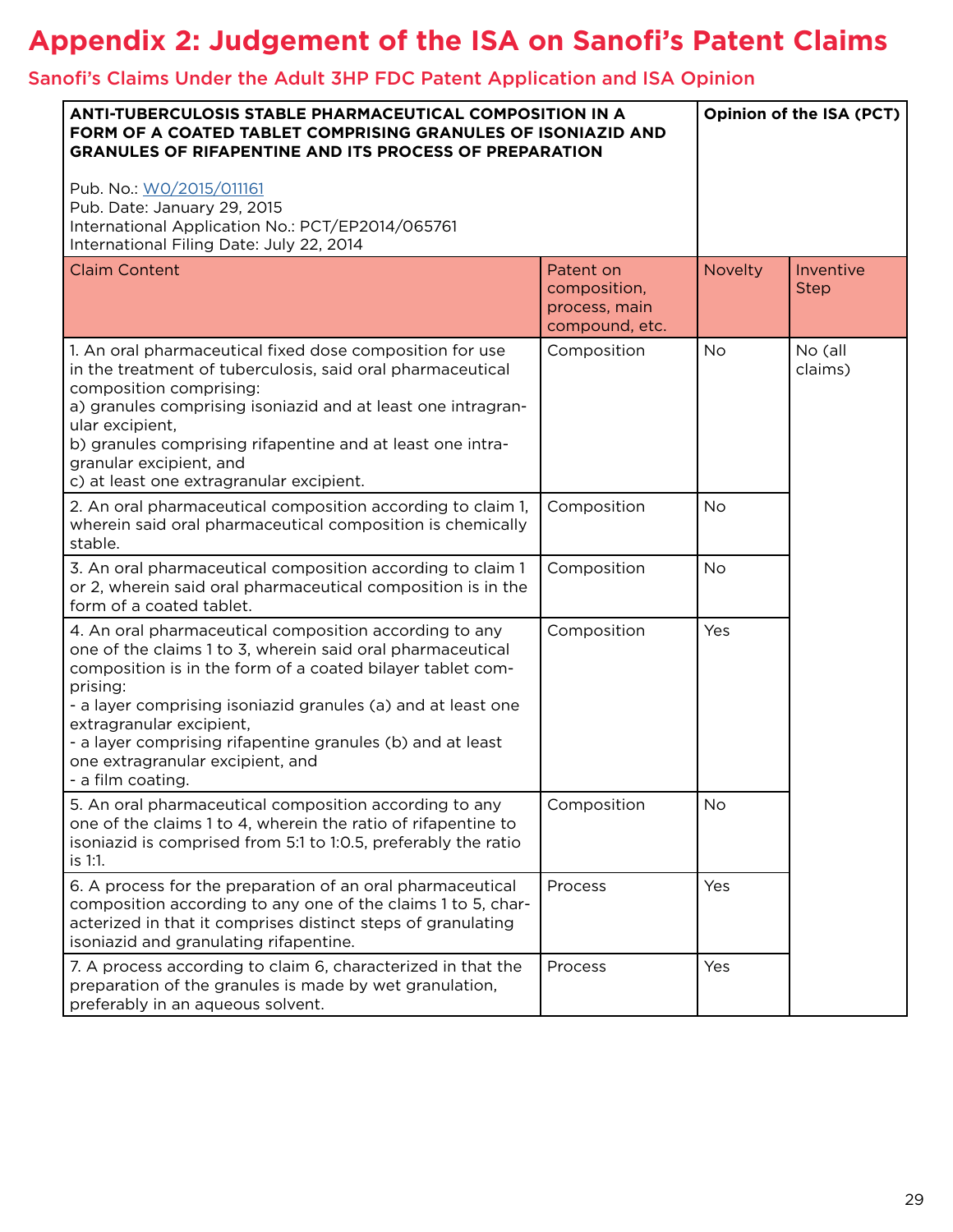# Appendix 2: Judgement of the ISA on Sanofi's Patent Claims

## Sanofi's Claims Under the Adult 3HP FDC Patent Application and ISA Opinion

| **ANTI-TUBERCULOSIS STABLE PHARMACEUTICAL COMPOSITION IN A FORM OF A COATED TABLET COMPRISING GRANULES OF ISONIAZID AND GRANULES OF RIFAPENTINE AND ITS PROCESS OF PREPARATION**<br><br>Pub. No.: W0/2015/011161<br>Pub. Date: January 29, 2015<br>International Application No.: PCT/EP2014/065761<br>International Filing Date: July 22, 2014 | | **Opinion of the ISA (PCT)** | |
|---|---|---|---|
| Claim Content | Patent on composition, process, main compound, etc. | Novelty | Inventive Step |
| 1. An oral pharmaceutical fixed dose composition for use in the treatment of tuberculosis, said oral pharmaceutical composition comprising:<br>a) granules comprising isoniazid and at least one intragranular excipient,<br>b) granules comprising rifapentine and at least one intragranular excipient, and<br>c) at least one extragranular excipient. | Composition | No | No (all claims) |
| 2. An oral pharmaceutical composition according to claim 1, wherein said oral pharmaceutical composition is chemically stable. | Composition | No | |
| 3. An oral pharmaceutical composition according to claim 1 or 2, wherein said oral pharmaceutical composition is in the form of a coated tablet. | Composition | No | |
| 4. An oral pharmaceutical composition according to any one of the claims 1 to 3, wherein said oral pharmaceutical composition is in the form of a coated bilayer tablet comprising:<br>- a layer comprising isoniazid granules (a) and at least one extragranular excipient,<br>- a layer comprising rifapentine granules (b) and at least one extragranular excipient, and<br>- a film coating. | Composition | Yes | |
| 5. An oral pharmaceutical composition according to any one of the claims 1 to 4, wherein the ratio of rifapentine to isoniazid is comprised from 5:1 to 1:0.5, preferably the ratio is 1:1. | Composition | No | |
| 6. A process for the preparation of an oral pharmaceutical composition according to any one of the claims 1 to 5, characterized in that it comprises distinct steps of granulating isoniazid and granulating rifapentine. | Process | Yes | |
| 7. A process according to claim 6, characterized in that the preparation of the granules is made by wet granulation, preferably in an aqueous solvent. | Process | Yes | |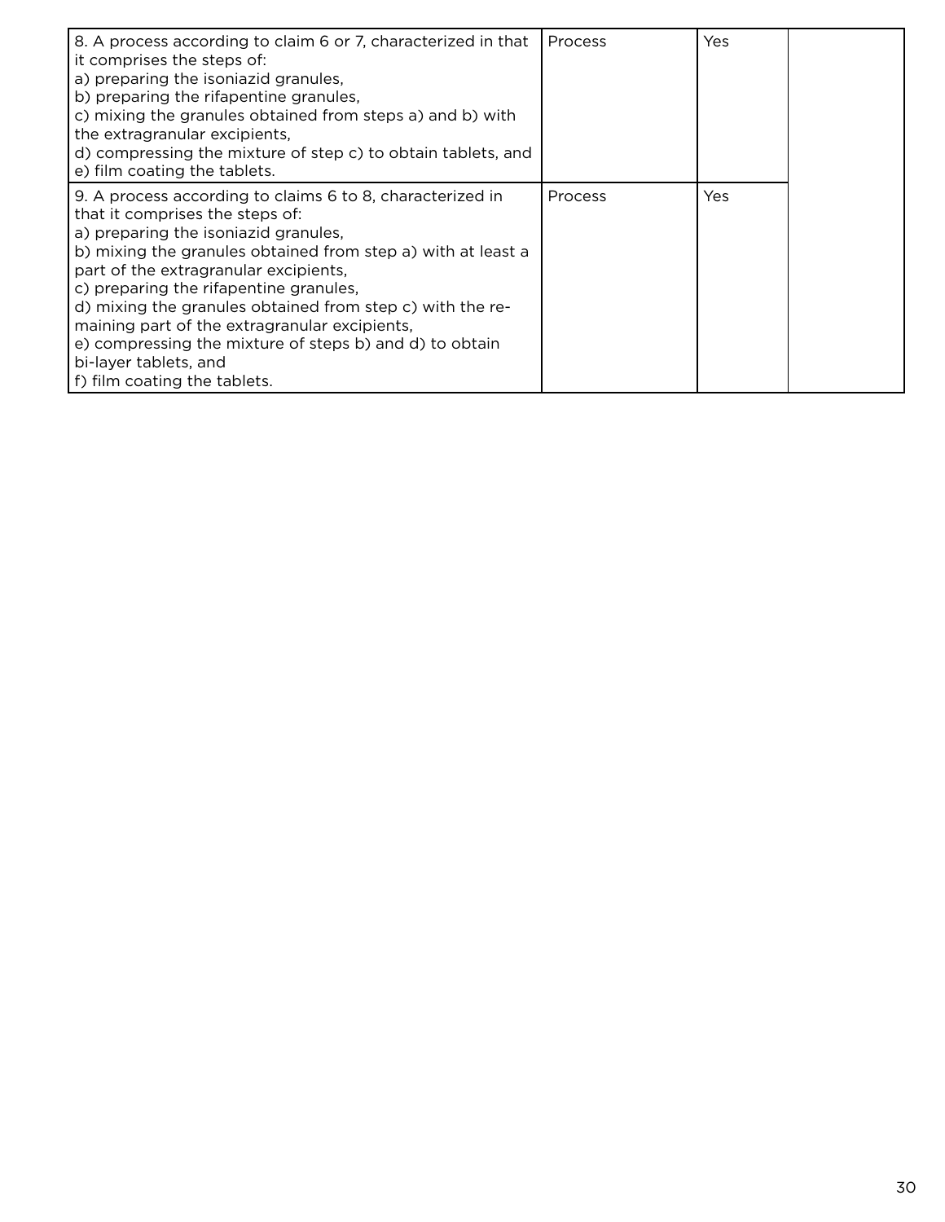| | | | |
|---|---|---|---|
| 8. A process according to claim 6 or 7, characterized in that it comprises the steps of:<br>a) preparing the isoniazid granules,<br>b) preparing the rifapentine granules,<br>c) mixing the granules obtained from steps a) and b) with the extragranular excipients,<br>d) compressing the mixture of step c) to obtain tablets, and<br>e) film coating the tablets. | Process | Yes | |
| 9. A process according to claims 6 to 8, characterized in that it comprises the steps of:<br>a) preparing the isoniazid granules,<br>b) mixing the granules obtained from step a) with at least a part of the extragranular excipients,<br>c) preparing the rifapentine granules,<br>d) mixing the granules obtained from step c) with the remaining part of the extragranular excipients,<br>e) compressing the mixture of steps b) and d) to obtain bi-layer tablets, and<br>f) film coating the tablets. | Process | Yes | |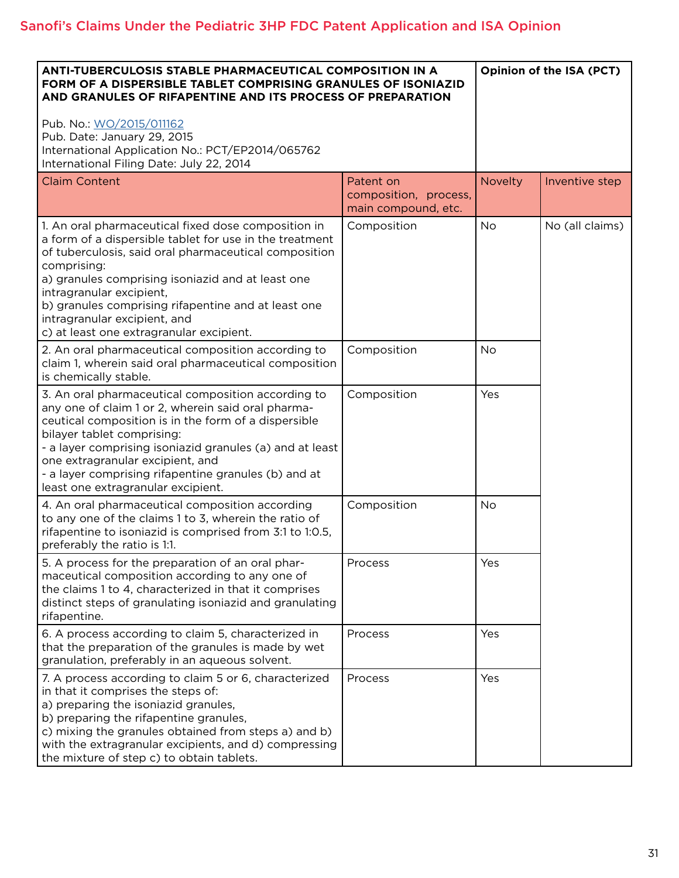## Sanofi's Claims Under the Pediatric 3HP FDC Patent Application and ISA Opinion

| **ANTI-TUBERCULOSIS STABLE PHARMACEUTICAL COMPOSITION IN A FORM OF A DISPERSIBLE TABLET COMPRISING GRANULES OF ISONIAZID AND GRANULES OF RIFAPENTINE AND ITS PROCESS OF PREPARATION**<br><br>Pub. No.: WO/2015/011162<br>Pub. Date: January 29, 2015<br>International Application No.: PCT/EP2014/065762<br>International Filing Date: July 22, 2014 | | **Opinion of the ISA (PCT)** | |
|---|---|---|---|
| Claim Content | Patent on composition, process, main compound, etc. | Novelty | Inventive step |
| 1. An oral pharmaceutical fixed dose composition in a form of a dispersible tablet for use in the treatment of tuberculosis, said oral pharmaceutical composition comprising:<br>a) granules comprising isoniazid and at least one intragranular excipient,<br>b) granules comprising rifapentine and at least one intragranular excipient, and<br>c) at least one extragranular excipient. | Composition | No | No (all claims) |
| 2. An oral pharmaceutical composition according to claim 1, wherein said oral pharmaceutical composition is chemically stable. | Composition | No | |
| 3. An oral pharmaceutical composition according to any one of claim 1 or 2, wherein said oral pharmaceutical composition is in the form of a dispersible bilayer tablet comprising:<br>- a layer comprising isoniazid granules (a) and at least one extragranular excipient, and<br>- a layer comprising rifapentine granules (b) and at least one extragranular excipient. | Composition | Yes | |
| 4. An oral pharmaceutical composition according to any one of the claims 1 to 3, wherein the ratio of rifapentine to isoniazid is comprised from 3:1 to 1:0.5, preferably the ratio is 1:1. | Composition | No | |
| 5. A process for the preparation of an oral pharmaceutical composition according to any one of the claims 1 to 4, characterized in that it comprises distinct steps of granulating isoniazid and granulating rifapentine. | Process | Yes | |
| 6. A process according to claim 5, characterized in that the preparation of the granules is made by wet granulation, preferably in an aqueous solvent. | Process | Yes | |
| 7. A process according to claim 5 or 6, characterized in that it comprises the steps of:<br>a) preparing the isoniazid granules,<br>b) preparing the rifapentine granules,<br>c) mixing the granules obtained from steps a) and b) with the extragranular excipients, and d) compressing the mixture of step c) to obtain tablets. | Process | Yes | |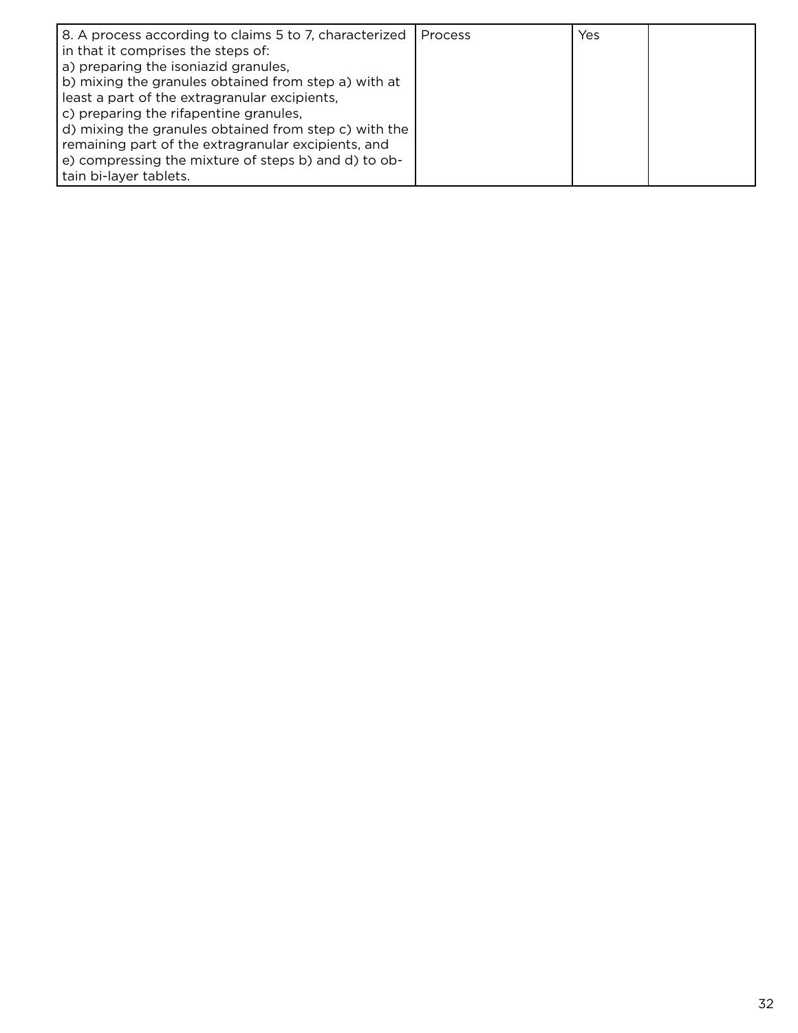|  |  |  |  |
|---|---|---|---|
| 8. A process according to claims 5 to 7, characterized in that it comprises the steps of:<br>a) preparing the isoniazid granules,<br>b) mixing the granules obtained from step a) with at least a part of the extragranular excipients,<br>c) preparing the rifapentine granules,<br>d) mixing the granules obtained from step c) with the remaining part of the extragranular excipients, and<br>e) compressing the mixture of steps b) and d) to obtain bi-layer tablets. | Process | Yes |  |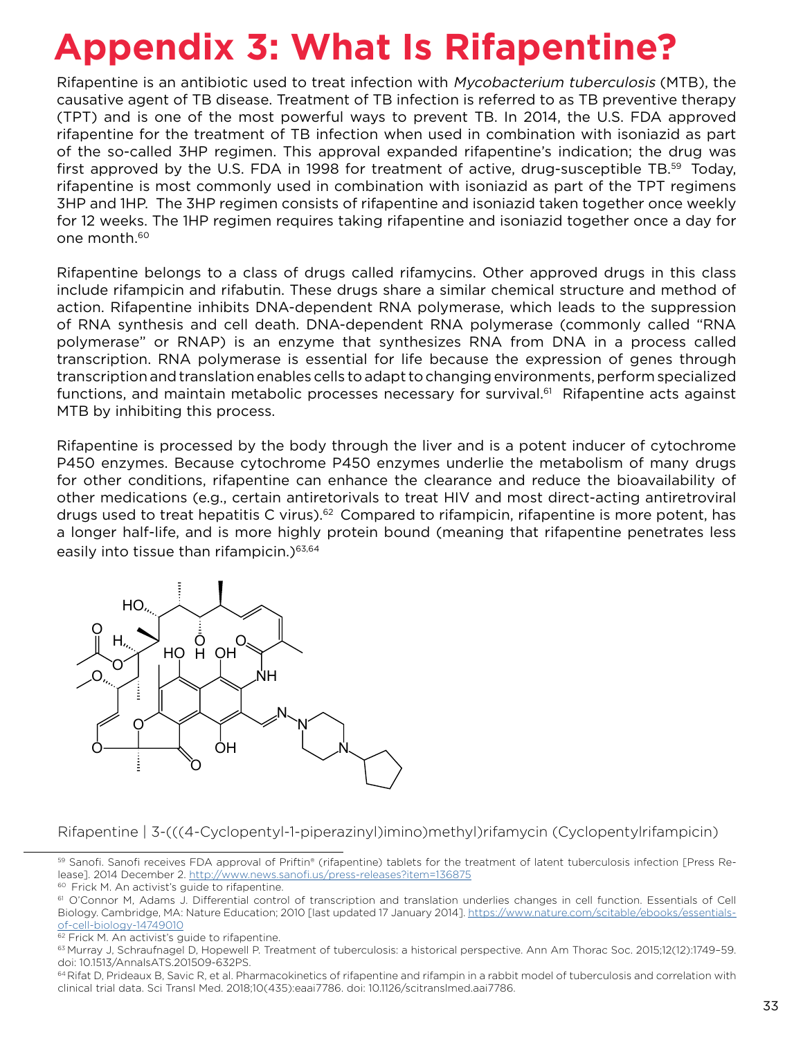# Appendix 3: What Is Rifapentine?

Rifapentine is an antibiotic used to treat infection with *Mycobacterium tuberculosis* (MTB), the causative agent of TB disease. Treatment of TB infection is referred to as TB preventive therapy (TPT) and is one of the most powerful ways to prevent TB. In 2014, the U.S. FDA approved rifapentine for the treatment of TB infection when used in combination with isoniazid as part of the so-called 3HP regimen. This approval expanded rifapentine's indication; the drug was first approved by the U.S. FDA in 1998 for treatment of active, drug-susceptible TB.[59] Today, rifapentine is most commonly used in combination with isoniazid as part of the TPT regimens 3HP and 1HP. The 3HP regimen consists of rifapentine and isoniazid taken together once weekly for 12 weeks. The 1HP regimen requires taking rifapentine and isoniazid together once a day for one month.[60]

Rifapentine belongs to a class of drugs called rifamycins. Other approved drugs in this class include rifampicin and rifabutin. These drugs share a similar chemical structure and method of action. Rifapentine inhibits DNA-dependent RNA polymerase, which leads to the suppression of RNA synthesis and cell death. DNA-dependent RNA polymerase (commonly called "RNA polymerase" or RNAP) is an enzyme that synthesizes RNA from DNA in a process called transcription. RNA polymerase is essential for life because the expression of genes through transcription and translation enables cells to adapt to changing environments, perform specialized functions, and maintain metabolic processes necessary for survival.[61] Rifapentine acts against MTB by inhibiting this process.

Rifapentine is processed by the body through the liver and is a potent inducer of cytochrome P450 enzymes. Because cytochrome P450 enzymes underlie the metabolism of many drugs for other conditions, rifapentine can enhance the clearance and reduce the bioavailability of other medications (e.g., certain antiretorivals to treat HIV and most direct-acting antiretroviral drugs used to treat hepatitis C virus).[62] Compared to rifampicin, rifapentine is more potent, has a longer half-life, and is more highly protein bound (meaning that rifapentine penetrates less easily into tissue than rifampicin.)[63,64]

Rifapentine | 3-(((4-Cyclopentyl-1-piperazinyl)imino)methyl)rifamycin (Cyclopentylrifampicin)

---

[59] Sanofi. Sanofi receives FDA approval of Priftin® (rifapentine) tablets for the treatment of latent tuberculosis infection [Press Release]. 2014 December 2. http://www.news.sanofi.us/press-releases?item=136875

[60] Frick M. An activist's guide to rifapentine.

[61] O'Connor M, Adams J. Differential control of transcription and translation underlies changes in cell function. Essentials of Cell Biology. Cambridge, MA: Nature Education; 2010 [last updated 17 January 2014]. https://www.nature.com/scitable/ebooks/essentials-of-cell-biology-14749010

[62] Frick M. An activist's guide to rifapentine.

[63] Murray J, Schraufnagel D, Hopewell P. Treatment of tuberculosis: a historical perspective. Ann Am Thorac Soc. 2015;12(12):1749–59. doi: 10.1513/AnnalsATS.201509-632PS.

[64] Rifat D, Prideaux B, Savic R, et al. Pharmacokinetics of rifapentine and rifampin in a rabbit model of tuberculosis and correlation with clinical trial data. Sci Transl Med. 2018;10(435):eaai7786. doi: 10.1126/scitranslmed.aai7786.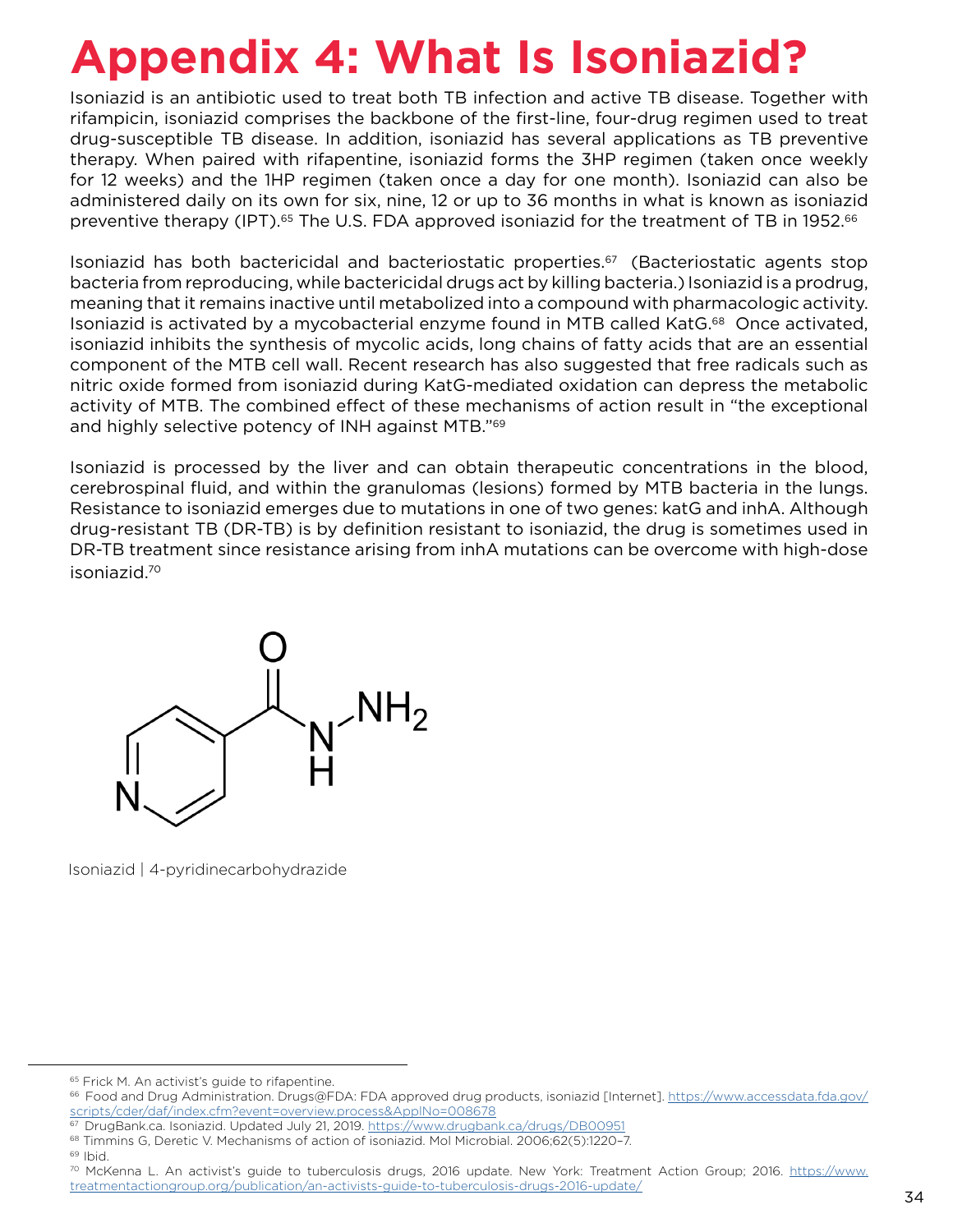# Appendix 4: What Is Isoniazid?

Isoniazid is an antibiotic used to treat both TB infection and active TB disease. Together with rifampicin, isoniazid comprises the backbone of the first-line, four-drug regimen used to treat drug-susceptible TB disease. In addition, isoniazid has several applications as TB preventive therapy. When paired with rifapentine, isoniazid forms the 3HP regimen (taken once weekly for 12 weeks) and the 1HP regimen (taken once a day for one month). Isoniazid can also be administered daily on its own for six, nine, 12 or up to 36 months in what is known as isoniazid preventive therapy (IPT).[65] The U.S. FDA approved isoniazid for the treatment of TB in 1952.[66]

Isoniazid has both bactericidal and bacteriostatic properties.[67] (Bacteriostatic agents stop bacteria from reproducing, while bactericidal drugs act by killing bacteria.) Isoniazid is a prodrug, meaning that it remains inactive until metabolized into a compound with pharmacologic activity. Isoniazid is activated by a mycobacterial enzyme found in MTB called KatG.[68] Once activated, isoniazid inhibits the synthesis of mycolic acids, long chains of fatty acids that are an essential component of the MTB cell wall. Recent research has also suggested that free radicals such as nitric oxide formed from isoniazid during KatG-mediated oxidation can depress the metabolic activity of MTB. The combined effect of these mechanisms of action result in "the exceptional and highly selective potency of INH against MTB."[69]

Isoniazid is processed by the liver and can obtain therapeutic concentrations in the blood, cerebrospinal fluid, and within the granulomas (lesions) formed by MTB bacteria in the lungs. Resistance to isoniazid emerges due to mutations in one of two genes: katG and inhA. Although drug-resistant TB (DR-TB) is by definition resistant to isoniazid, the drug is sometimes used in DR-TB treatment since resistance arising from inhA mutations can be overcome with high-dose isoniazid.[70]

O
N
H
$NH_2$
N

Isoniazid | 4-pyridinecarbohydrazide

---

[65] Frick M. An activist's guide to rifapentine.

[66] Food and Drug Administration. Drugs@FDA: FDA approved drug products, isoniazid [Internet]. https://www.accessdata.fda.gov/scripts/cder/daf/index.cfm?event=overview.process&ApplNo=008678

[67] DrugBank.ca. Isoniazid. Updated July 21, 2019. https://www.drugbank.ca/drugs/DB00951

[68] Timmins G, Deretic V. Mechanisms of action of isoniazid. Mol Microbial. 2006;62(5):1220–7.

[69] Ibid.

[70] McKenna L. An activist's guide to tuberculosis drugs, 2016 update. New York: Treatment Action Group; 2016. https://www.treatmentactiongroup.org/publication/an-activists-guide-to-tuberculosis-drugs-2016-update/